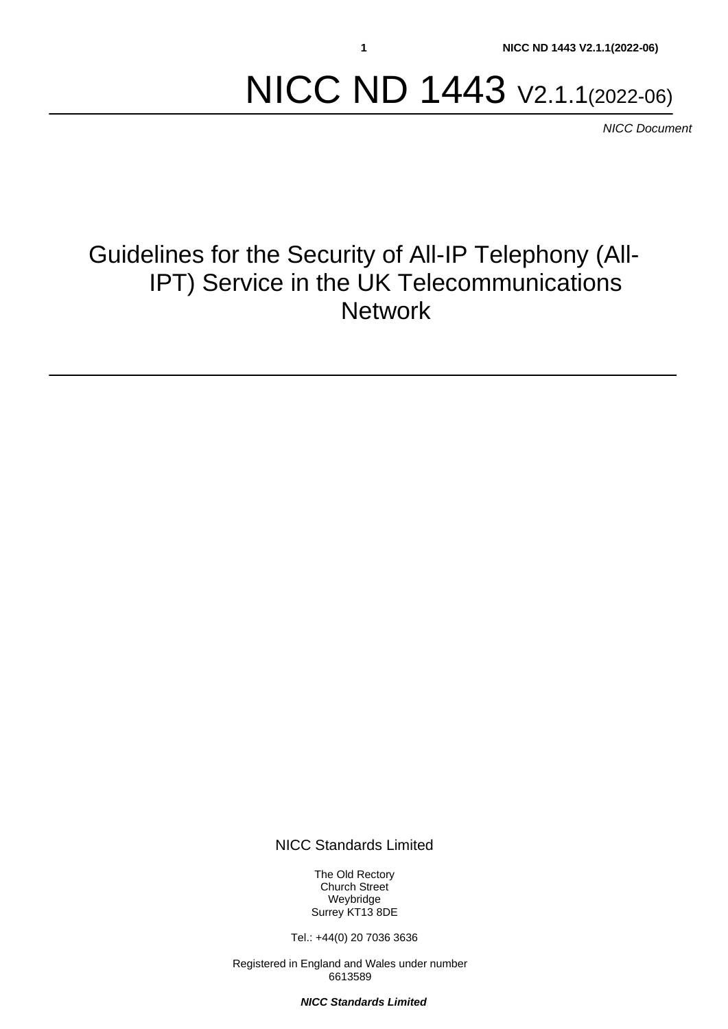# NICC ND 1443 V2.1.1(2022-06)

*NICC Document*

## Guidelines for the Security of All-IP Telephony (All-IPT) Service in the UK Telecommunications Network

NICC Standards Limited

The Old Rectory
Church Street
Weybridge
Surrey KT13 8DE

Tel.: +44(0) 20 7036 3636

Registered in England and Wales under number 6613589

***NICC Standards Limited***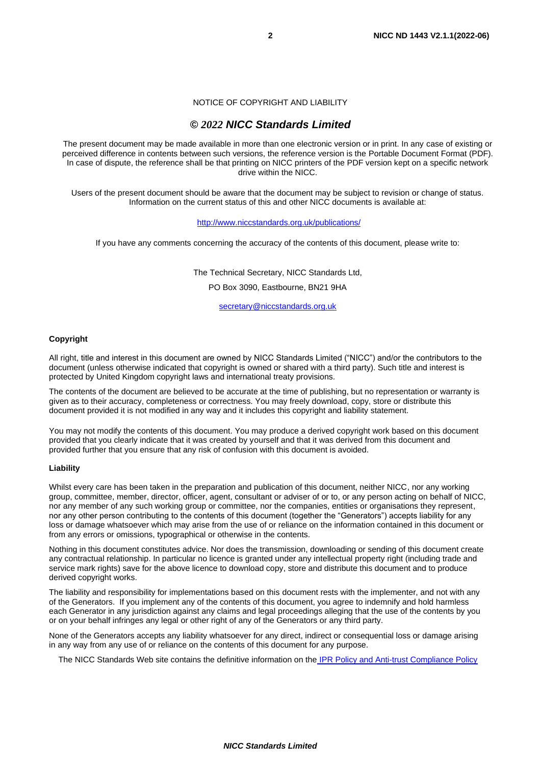NOTICE OF COPYRIGHT AND LIABILITY

## © *2022* NICC Standards Limited

The present document may be made available in more than one electronic version or in print. In any case of existing or perceived difference in contents between such versions, the reference version is the Portable Document Format (PDF). In case of dispute, the reference shall be that printing on NICC printers of the PDF version kept on a specific network drive within the NICC.

Users of the present document should be aware that the document may be subject to revision or change of status. Information on the current status of this and other NICC documents is available at:

http://www.niccstandards.org.uk/publications/

If you have any comments concerning the accuracy of the contents of this document, please write to:

The Technical Secretary, NICC Standards Ltd,

PO Box 3090, Eastbourne, BN21 9HA

secretary@niccstandards.org.uk

#### Copyright

All right, title and interest in this document are owned by NICC Standards Limited ("NICC") and/or the contributors to the document (unless otherwise indicated that copyright is owned or shared with a third party). Such title and interest is protected by United Kingdom copyright laws and international treaty provisions.

The contents of the document are believed to be accurate at the time of publishing, but no representation or warranty is given as to their accuracy, completeness or correctness. You may freely download, copy, store or distribute this document provided it is not modified in any way and it includes this copyright and liability statement.

You may not modify the contents of this document. You may produce a derived copyright work based on this document provided that you clearly indicate that it was created by yourself and that it was derived from this document and provided further that you ensure that any risk of confusion with this document is avoided.

#### Liability

Whilst every care has been taken in the preparation and publication of this document, neither NICC, nor any working group, committee, member, director, officer, agent, consultant or adviser of or to, or any person acting on behalf of NICC, nor any member of any such working group or committee, nor the companies, entities or organisations they represent, nor any other person contributing to the contents of this document (together the "Generators") accepts liability for any loss or damage whatsoever which may arise from the use of or reliance on the information contained in this document or from any errors or omissions, typographical or otherwise in the contents.

Nothing in this document constitutes advice. Nor does the transmission, downloading or sending of this document create any contractual relationship. In particular no licence is granted under any intellectual property right (including trade and service mark rights) save for the above licence to download copy, store and distribute this document and to produce derived copyright works.

The liability and responsibility for implementations based on this document rests with the implementer, and not with any of the Generators. If you implement any of the contents of this document, you agree to indemnify and hold harmless each Generator in any jurisdiction against any claims and legal proceedings alleging that the use of the contents by you or on your behalf infringes any legal or other right of any of the Generators or any third party.

None of the Generators accepts any liability whatsoever for any direct, indirect or consequential loss or damage arising in any way from any use of or reliance on the contents of this document for any purpose.

The NICC Standards Web site contains the definitive information on the IPR Policy and Anti-trust Compliance Policy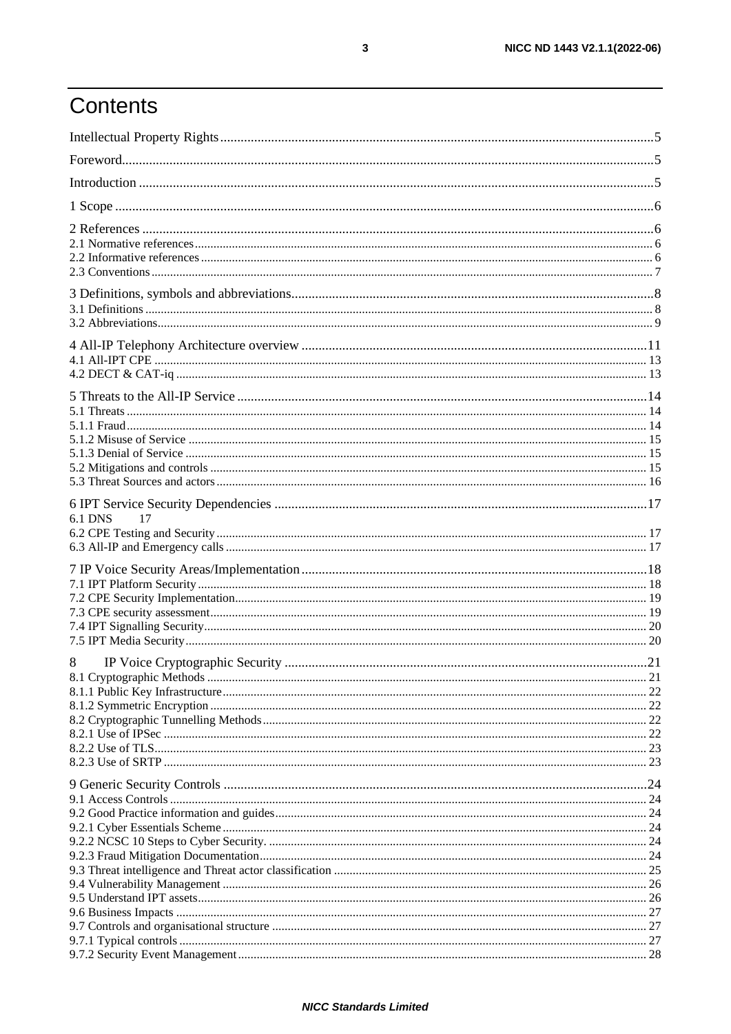# Contents

Intellectual Property Rights ........ 5

Foreword ........ 5

Introduction ........ 5

1 Scope ........ 6

2 References ........ 6
2.1 Normative references ........ 6
2.2 Informative references ........ 6
2.3 Conventions ........ 7

3 Definitions, symbols and abbreviations ........ 8
3.1 Definitions ........ 8
3.2 Abbreviations ........ 9

4 All-IP Telephony Architecture overview ........ 11
4.1 All-IPT CPE ........ 13
4.2 DECT & CAT-iq ........ 13

5 Threats to the All-IP Service ........ 14
5.1 Threats ........ 14
5.1.1 Fraud ........ 14
5.1.2 Misuse of Service ........ 15
5.1.3 Denial of Service ........ 15
5.2 Mitigations and controls ........ 15
5.3 Threat Sources and actors ........ 16

6 IPT Service Security Dependencies ........ 17
6.1 DNS 17
6.2 CPE Testing and Security ........ 17
6.3 All-IP and Emergency calls ........ 17

7 IP Voice Security Areas/Implementation ........ 18
7.1 IPT Platform Security ........ 18
7.2 CPE Security Implementation ........ 19
7.3 CPE security assessment ........ 19
7.4 IPT Signalling Security ........ 20
7.5 IPT Media Security ........ 20

8 IP Voice Cryptographic Security ........ 21
8.1 Cryptographic Methods ........ 21
8.1.1 Public Key Infrastructure ........ 22
8.1.2 Symmetric Encryption ........ 22
8.2 Cryptographic Tunnelling Methods ........ 22
8.2.1 Use of IPSec ........ 22
8.2.2 Use of TLS ........ 23
8.2.3 Use of SRTP ........ 23

9 Generic Security Controls ........ 24
9.1 Access Controls ........ 24
9.2 Good Practice information and guides ........ 24
9.2.1 Cyber Essentials Scheme ........ 24
9.2.2 NCSC 10 Steps to Cyber Security. ........ 24
9.2.3 Fraud Mitigation Documentation ........ 24
9.3 Threat intelligence and Threat actor classification ........ 25
9.4 Vulnerability Management ........ 26
9.5 Understand IPT assets ........ 26
9.6 Business Impacts ........ 27
9.7 Controls and organisational structure ........ 27
9.7.1 Typical controls ........ 27
9.7.2 Security Event Management ........ 28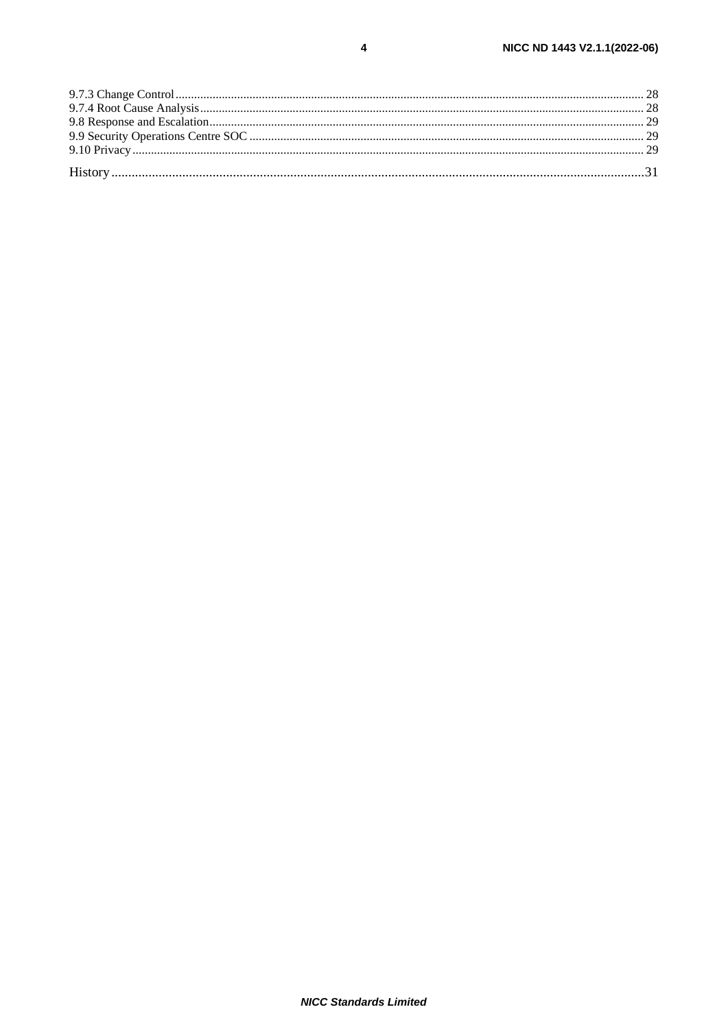9.7.3 Change Control ........................................................................................................................ 28
9.7.4 Root Cause Analysis ................................................................................................................ 28
9.8 Response and Escalation ............................................................................................................ 29
9.9 Security Operations Centre SOC ................................................................................................ 29
9.10 Privacy ...................................................................................................................................... 29

History ............................................................................................................................................. 31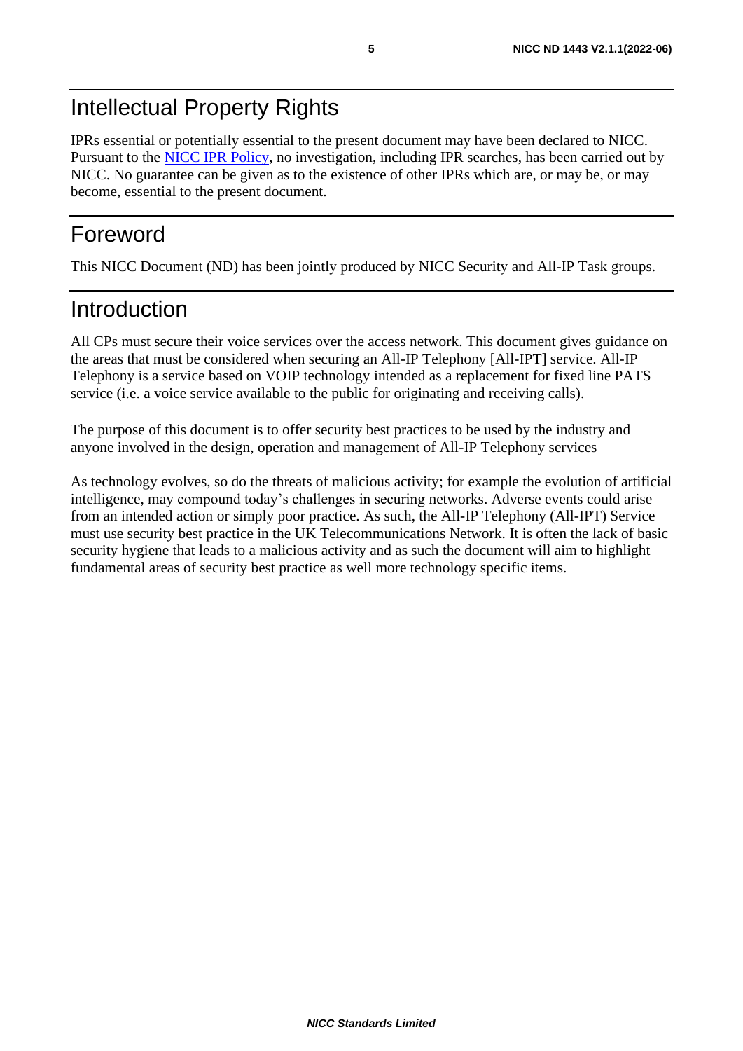# Intellectual Property Rights

IPRs essential or potentially essential to the present document may have been declared to NICC. Pursuant to the NICC IPR Policy, no investigation, including IPR searches, has been carried out by NICC. No guarantee can be given as to the existence of other IPRs which are, or may be, or may become, essential to the present document.

# Foreword

This NICC Document (ND) has been jointly produced by NICC Security and All-IP Task groups.

# Introduction

All CPs must secure their voice services over the access network. This document gives guidance on the areas that must be considered when securing an All-IP Telephony [All-IPT] service. All-IP Telephony is a service based on VOIP technology intended as a replacement for fixed line PATS service (i.e. a voice service available to the public for originating and receiving calls).

The purpose of this document is to offer security best practices to be used by the industry and anyone involved in the design, operation and management of All-IP Telephony services

As technology evolves, so do the threats of malicious activity; for example the evolution of artificial intelligence, may compound today's challenges in securing networks. Adverse events could arise from an intended action or simply poor practice. As such, the All-IP Telephony (All-IPT) Service must use security best practice in the UK Telecommunications Network. It is often the lack of basic security hygiene that leads to a malicious activity and as such the document will aim to highlight fundamental areas of security best practice as well more technology specific items.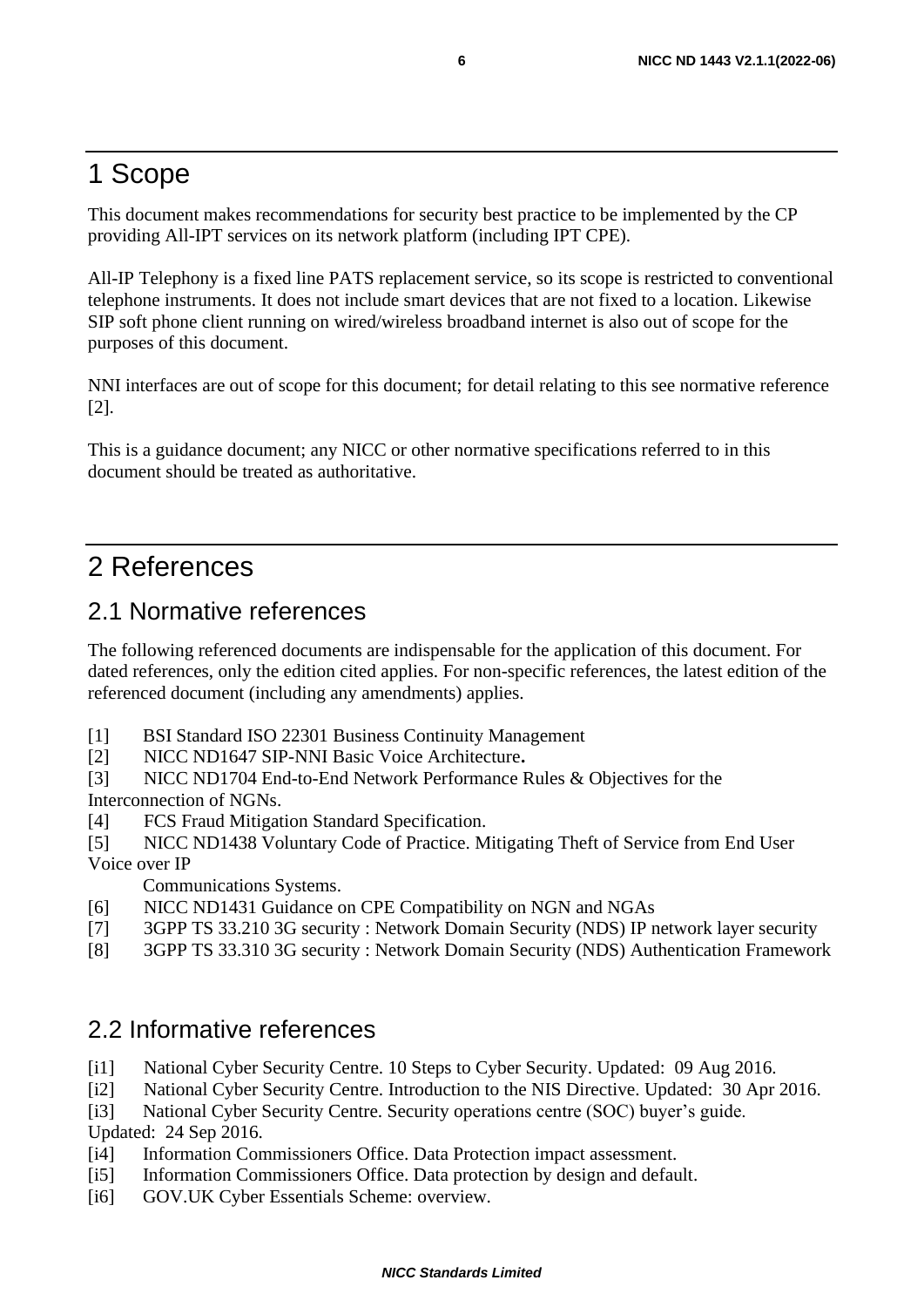# 1 Scope

This document makes recommendations for security best practice to be implemented by the CP providing All-IPT services on its network platform (including IPT CPE).

All-IP Telephony is a fixed line PATS replacement service, so its scope is restricted to conventional telephone instruments. It does not include smart devices that are not fixed to a location. Likewise SIP soft phone client running on wired/wireless broadband internet is also out of scope for the purposes of this document.

NNI interfaces are out of scope for this document; for detail relating to this see normative reference [2].

This is a guidance document; any NICC or other normative specifications referred to in this document should be treated as authoritative.

# 2 References

## 2.1 Normative references

The following referenced documents are indispensable for the application of this document. For dated references, only the edition cited applies. For non-specific references, the latest edition of the referenced document (including any amendments) applies.

[1] BSI Standard ISO 22301 Business Continuity Management
[2] NICC ND1647 SIP-NNI Basic Voice Architecture**.**
[3] NICC ND1704 End-to-End Network Performance Rules & Objectives for the Interconnection of NGNs.
[4] FCS Fraud Mitigation Standard Specification.
[5] NICC ND1438 Voluntary Code of Practice. Mitigating Theft of Service from End User Voice over IP Communications Systems.
[6] NICC ND1431 Guidance on CPE Compatibility on NGN and NGAs
[7] 3GPP TS 33.210 3G security : Network Domain Security (NDS) IP network layer security
[8] 3GPP TS 33.310 3G security : Network Domain Security (NDS) Authentication Framework

## 2.2 Informative references

[i1] National Cyber Security Centre. 10 Steps to Cyber Security. Updated: 09 Aug 2016.
[i2] National Cyber Security Centre. Introduction to the NIS Directive. Updated: 30 Apr 2016.
[i3] National Cyber Security Centre. Security operations centre (SOC) buyer's guide. Updated: 24 Sep 2016.
[i4] Information Commissioners Office. Data Protection impact assessment.
[i5] Information Commissioners Office. Data protection by design and default.
[i6] GOV.UK Cyber Essentials Scheme: overview.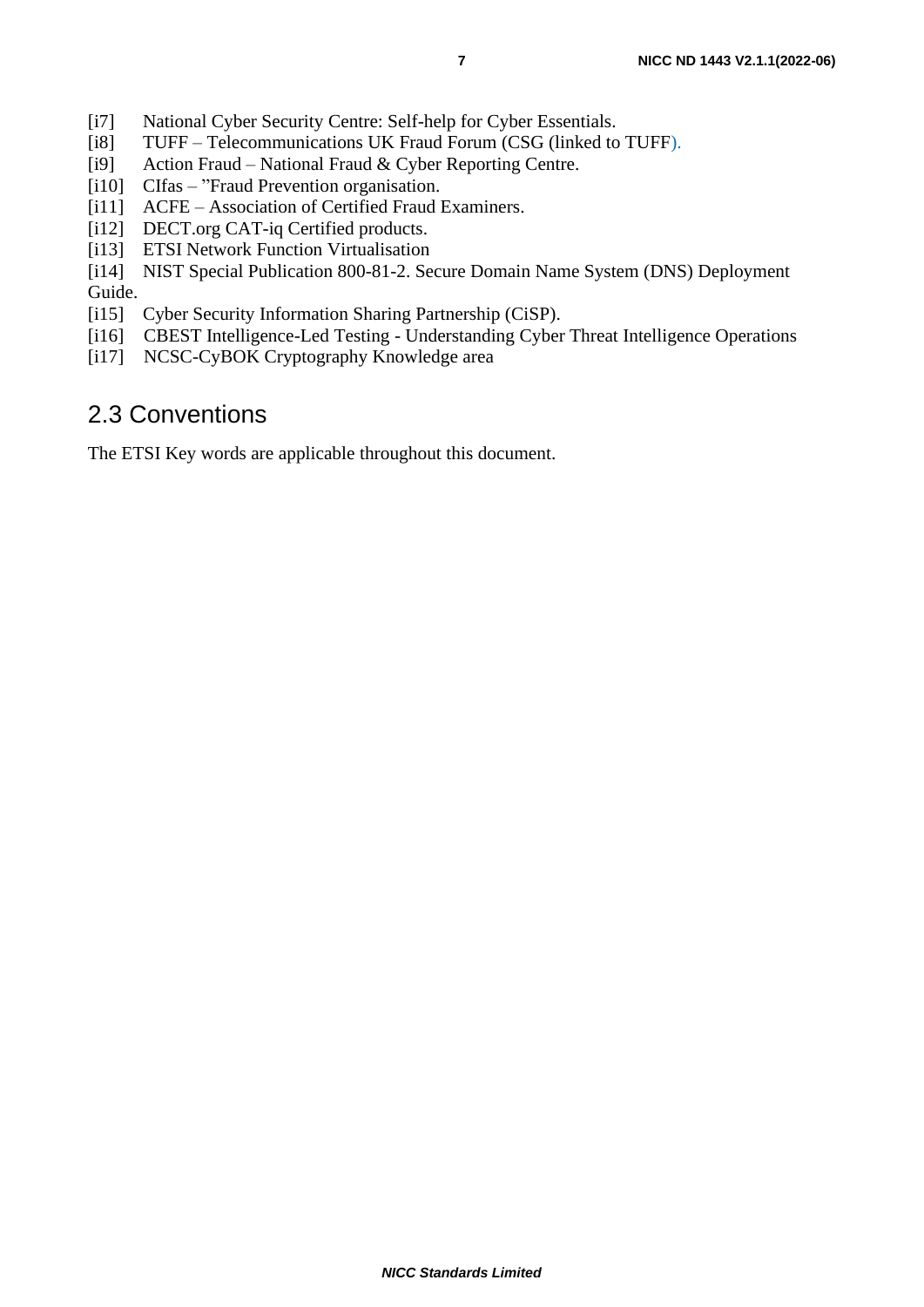[i7] National Cyber Security Centre: Self-help for Cyber Essentials.

[i8] TUFF – Telecommunications UK Fraud Forum (CSG (linked to TUFF).

[i9] Action Fraud – National Fraud & Cyber Reporting Centre.

[i10] CIfas – "Fraud Prevention organisation.

[i11] ACFE – Association of Certified Fraud Examiners.

[i12] DECT.org CAT-iq Certified products.

[i13] ETSI Network Function Virtualisation

[i14] NIST Special Publication 800-81-2. Secure Domain Name System (DNS) Deployment Guide.

[i15] Cyber Security Information Sharing Partnership (CiSP).

[i16] CBEST Intelligence-Led Testing - Understanding Cyber Threat Intelligence Operations

[i17] NCSC-CyBOK Cryptography Knowledge area

## 2.3 Conventions

The ETSI Key words are applicable throughout this document.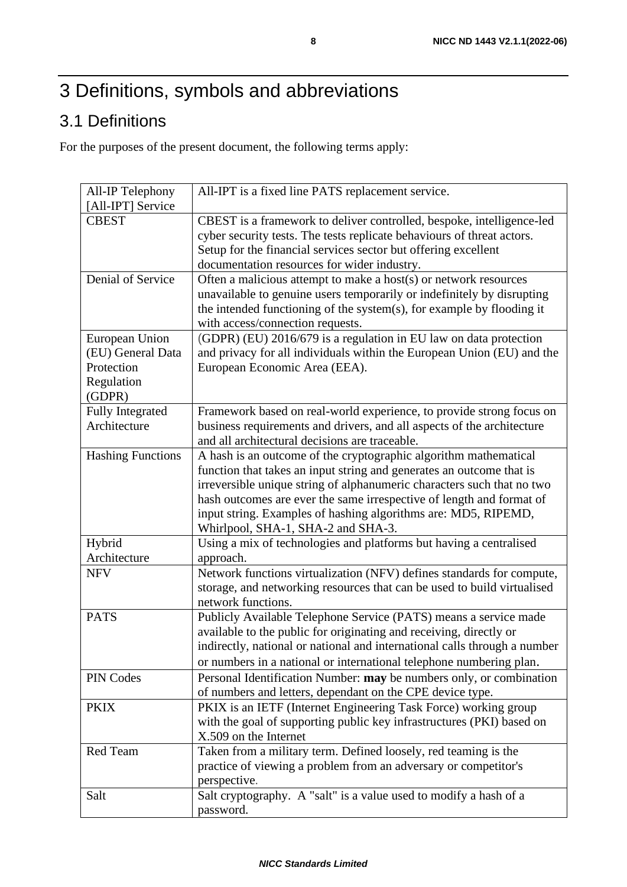# 3 Definitions, symbols and abbreviations

## 3.1 Definitions

For the purposes of the present document, the following terms apply:

| Term | Definition |
|---|---|
| All-IP Telephony [All-IPT] Service | All-IPT is a fixed line PATS replacement service. |
| CBEST | CBEST is a framework to deliver controlled, bespoke, intelligence-led cyber security tests. The tests replicate behaviours of threat actors. Setup for the financial services sector but offering excellent documentation resources for wider industry. |
| Denial of Service | Often a malicious attempt to make a host(s) or network resources unavailable to genuine users temporarily or indefinitely by disrupting the intended functioning of the system(s), for example by flooding it with access/connection requests. |
| European Union (EU) General Data Protection Regulation (GDPR) | (GDPR) (EU) 2016/679 is a regulation in EU law on data protection and privacy for all individuals within the European Union (EU) and the European Economic Area (EEA). |
| Fully Integrated Architecture | Framework based on real-world experience, to provide strong focus on business requirements and drivers, and all aspects of the architecture and all architectural decisions are traceable. |
| Hashing Functions | A hash is an outcome of the cryptographic algorithm mathematical function that takes an input string and generates an outcome that is irreversible unique string of alphanumeric characters such that no two hash outcomes are ever the same irrespective of length and format of input string. Examples of hashing algorithms are: MD5, RIPEMD, Whirlpool, SHA-1, SHA-2 and SHA-3. |
| Hybrid Architecture | Using a mix of technologies and platforms but having a centralised approach. |
| NFV | Network functions virtualization (NFV) defines standards for compute, storage, and networking resources that can be used to build virtualised network functions. |
| PATS | Publicly Available Telephone Service (PATS) means a service made available to the public for originating and receiving, directly or indirectly, national or national and international calls through a number or numbers in a national or international telephone numbering plan. |
| PIN Codes | Personal Identification Number: **may** be numbers only, or combination of numbers and letters, dependant on the CPE device type. |
| PKIX | PKIX is an IETF (Internet Engineering Task Force) working group with the goal of supporting public key infrastructures (PKI) based on X.509 on the Internet |
| Red Team | Taken from a military term. Defined loosely, red teaming is the practice of viewing a problem from an adversary or competitor's perspective. |
| Salt | Salt cryptography. A "salt" is a value used to modify a hash of a password. |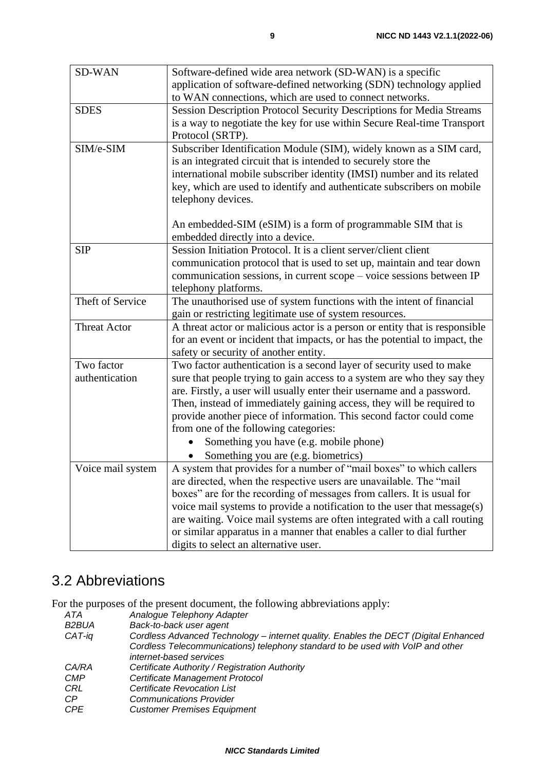| | |
|---|---|
| SD-WAN | Software-defined wide area network (SD-WAN) is a specific application of software-defined networking (SDN) technology applied to WAN connections, which are used to connect networks. |
| SDES | Session Description Protocol Security Descriptions for Media Streams is a way to negotiate the key for use within Secure Real-time Transport Protocol (SRTP). |
| SIM/e-SIM | Subscriber Identification Module (SIM), widely known as a SIM card, is an integrated circuit that is intended to securely store the international mobile subscriber identity (IMSI) number and its related key, which are used to identify and authenticate subscribers on mobile telephony devices.<br><br>An embedded-SIM (eSIM) is a form of programmable SIM that is embedded directly into a device. |
| SIP | Session Initiation Protocol. It is a client server/client client communication protocol that is used to set up, maintain and tear down communication sessions, in current scope – voice sessions between IP telephony platforms. |
| Theft of Service | The unauthorised use of system functions with the intent of financial gain or restricting legitimate use of system resources. |
| Threat Actor | A threat actor or malicious actor is a person or entity that is responsible for an event or incident that impacts, or has the potential to impact, the safety or security of another entity. |
| Two factor authentication | Two factor authentication is a second layer of security used to make sure that people trying to gain access to a system are who they say they are. Firstly, a user will usually enter their username and a password. Then, instead of immediately gaining access, they will be required to provide another piece of information. This second factor could come from one of the following categories:<br>• Something you have (e.g. mobile phone)<br>• Something you are (e.g. biometrics) |
| Voice mail system | A system that provides for a number of "mail boxes" to which callers are directed, when the respective users are unavailable. The "mail boxes" are for the recording of messages from callers. It is usual for voice mail systems to provide a notification to the user that message(s) are waiting. Voice mail systems are often integrated with a call routing or similar apparatus in a manner that enables a caller to dial further digits to select an alternative user. |

## 3.2 Abbreviations

For the purposes of the present document, the following abbreviations apply:

| | |
|---|---|
| *ATA* | *Analogue Telephony Adapter* |
| *B2BUA* | *Back-to-back user agent* |
| *CAT-iq* | *Cordless Advanced Technology – internet quality. Enables the DECT (Digital Enhanced Cordless Telecommunications) telephony standard to be used with VoIP and other internet-based services* |
| *CA/RA* | *Certificate Authority / Registration Authority* |
| *CMP* | *Certificate Management Protocol* |
| *CRL* | *Certificate Revocation List* |
| *CP* | *Communications Provider* |
| *CPE* | *Customer Premises Equipment* |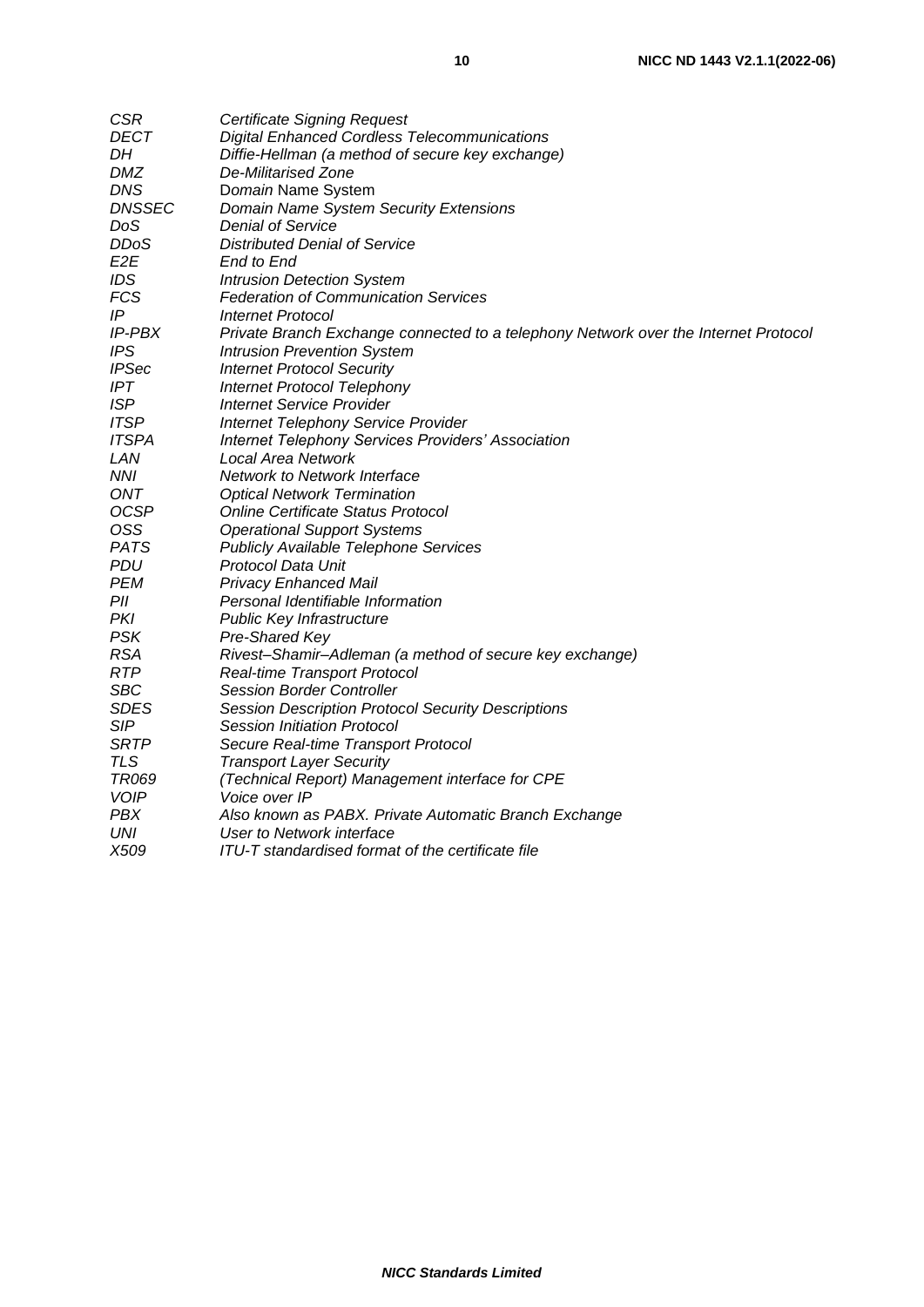| | |
|---|---|
| *CSR* | *Certificate Signing Request* |
| *DECT* | *Digital Enhanced Cordless Telecommunications* |
| *DH* | *Diffie-Hellman (a method of secure key exchange)* |
| *DMZ* | *De-Militarised Zone* |
| *DNS* | *Domain* Name System |
| *DNSSEC* | *Domain Name System Security Extensions* |
| *DoS* | *Denial of Service* |
| *DDoS* | *Distributed Denial of Service* |
| *E2E* | *End to End* |
| *IDS* | *Intrusion Detection System* |
| *FCS* | *Federation of Communication Services* |
| *IP* | *Internet Protocol* |
| *IP-PBX* | *Private Branch Exchange connected to a telephony Network over the Internet Protocol* |
| *IPS* | *Intrusion Prevention System* |
| *IPSec* | *Internet Protocol Security* |
| *IPT* | *Internet Protocol Telephony* |
| *ISP* | *Internet Service Provider* |
| *ITSP* | *Internet Telephony Service Provider* |
| *ITSPA* | *Internet Telephony Services Providers' Association* |
| *LAN* | *Local Area Network* |
| *NNI* | *Network to Network Interface* |
| *ONT* | *Optical Network Termination* |
| *OCSP* | *Online Certificate Status Protocol* |
| *OSS* | *Operational Support Systems* |
| *PATS* | *Publicly Available Telephone Services* |
| *PDU* | *Protocol Data Unit* |
| *PEM* | *Privacy Enhanced Mail* |
| *PII* | *Personal Identifiable Information* |
| *PKI* | *Public Key Infrastructure* |
| *PSK* | *Pre-Shared Key* |
| *RSA* | *Rivest–Shamir–Adleman (a method of secure key exchange)* |
| *RTP* | *Real-time Transport Protocol* |
| *SBC* | *Session Border Controller* |
| *SDES* | *Session Description Protocol Security Descriptions* |
| *SIP* | *Session Initiation Protocol* |
| *SRTP* | *Secure Real-time Transport Protocol* |
| *TLS* | *Transport Layer Security* |
| *TR069* | *(Technical Report) Management interface for CPE* |
| *VOIP* | *Voice over IP* |
| *PBX* | *Also known as PABX. Private Automatic Branch Exchange* |
| *UNI* | *User to Network interface* |
| *X509* | *ITU-T standardised format of the certificate file* |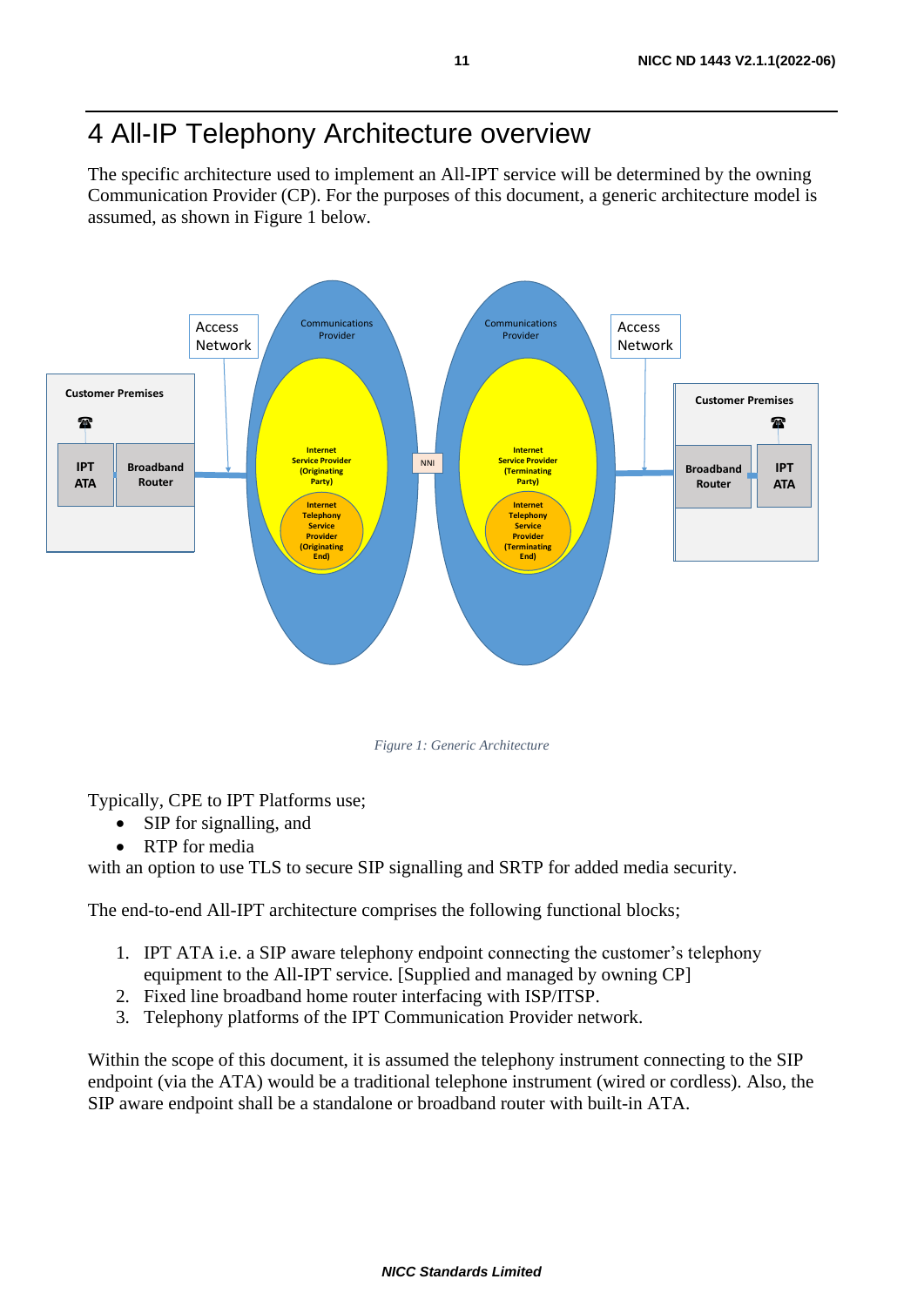# 4 All-IP Telephony Architecture overview

The specific architecture used to implement an All-IPT service will be determined by the owning Communication Provider (CP). For the purposes of this document, a generic architecture model is assumed, as shown in Figure 1 below.

*Figure 1: Generic Architecture*

Typically, CPE to IPT Platforms use;

- SIP for signalling, and
- RTP for media

with an option to use TLS to secure SIP signalling and SRTP for added media security.

The end-to-end All-IPT architecture comprises the following functional blocks;

1. IPT ATA i.e. a SIP aware telephony endpoint connecting the customer's telephony equipment to the All-IPT service. [Supplied and managed by owning CP]
2. Fixed line broadband home router interfacing with ISP/ITSP.
3. Telephony platforms of the IPT Communication Provider network.

Within the scope of this document, it is assumed the telephony instrument connecting to the SIP endpoint (via the ATA) would be a traditional telephone instrument (wired or cordless). Also, the SIP aware endpoint shall be a standalone or broadband router with built-in ATA.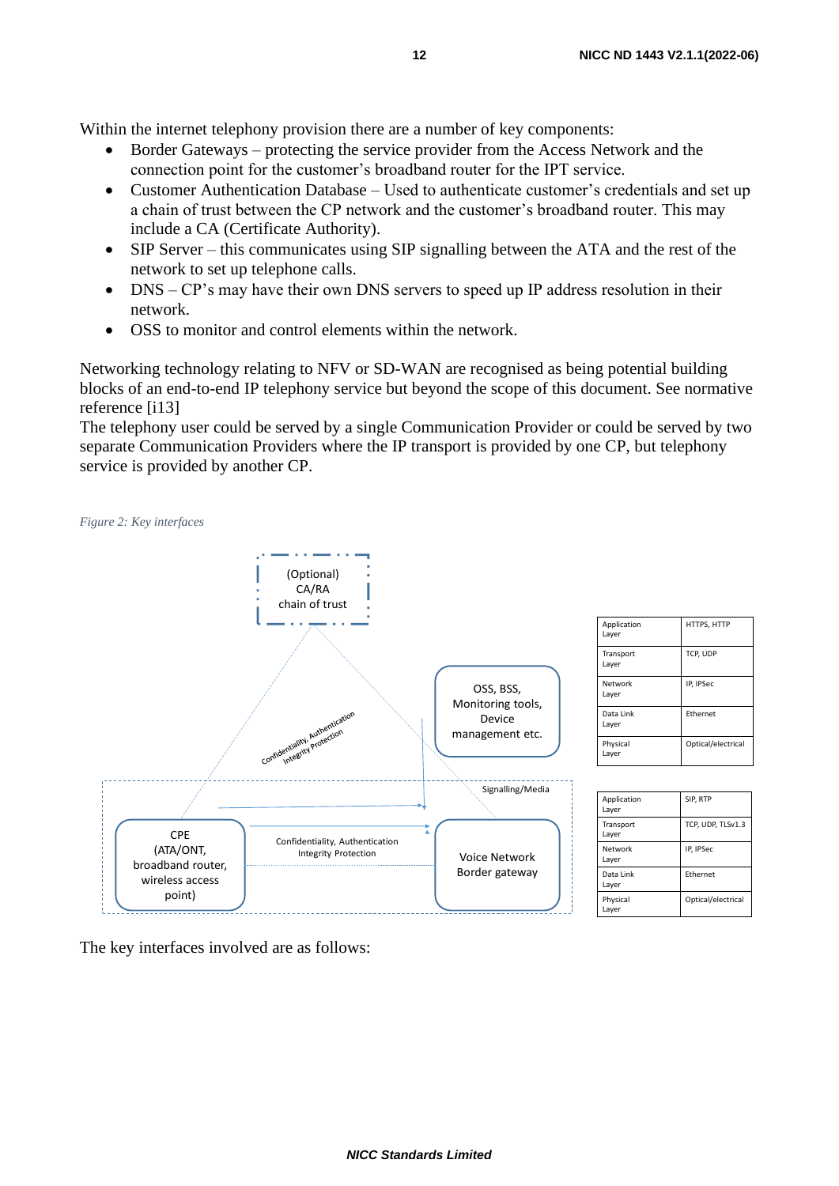Within the internet telephony provision there are a number of key components:

- Border Gateways – protecting the service provider from the Access Network and the connection point for the customer's broadband router for the IPT service.
- Customer Authentication Database – Used to authenticate customer's credentials and set up a chain of trust between the CP network and the customer's broadband router. This may include a CA (Certificate Authority).
- SIP Server – this communicates using SIP signalling between the ATA and the rest of the network to set up telephone calls.
- DNS – CP's may have their own DNS servers to speed up IP address resolution in their network.
- OSS to monitor and control elements within the network.

Networking technology relating to NFV or SD-WAN are recognised as being potential building blocks of an end-to-end IP telephony service but beyond the scope of this document. See normative reference [i13]

The telephony user could be served by a single Communication Provider or could be served by two separate Communication Providers where the IP transport is provided by one CP, but telephony service is provided by another CP.

*Figure 2: Key interfaces*

(Optional) CA/RA chain of trust

Confidentiality, Authentication Integrity Protection

OSS, BSS, Monitoring tools, Device management etc.

Signalling/Media

CPE (ATA/ONT, broadband router, wireless access point)

Confidentiality, Authentication Integrity Protection

Voice Network Border gateway

| Application Layer | HTTPS, HTTP |
|---|---|
| Transport Layer | TCP, UDP |
| Network Layer | IP, IPSec |
| Data Link Layer | Ethernet |
| Physical Layer | Optical/electrical |

| Application Layer | SIP, RTP |
|---|---|
| Transport Layer | TCP, UDP, TLSv1.3 |
| Network Layer | IP, IPSec |
| Data Link Layer | Ethernet |
| Physical Layer | Optical/electrical |

The key interfaces involved are as follows: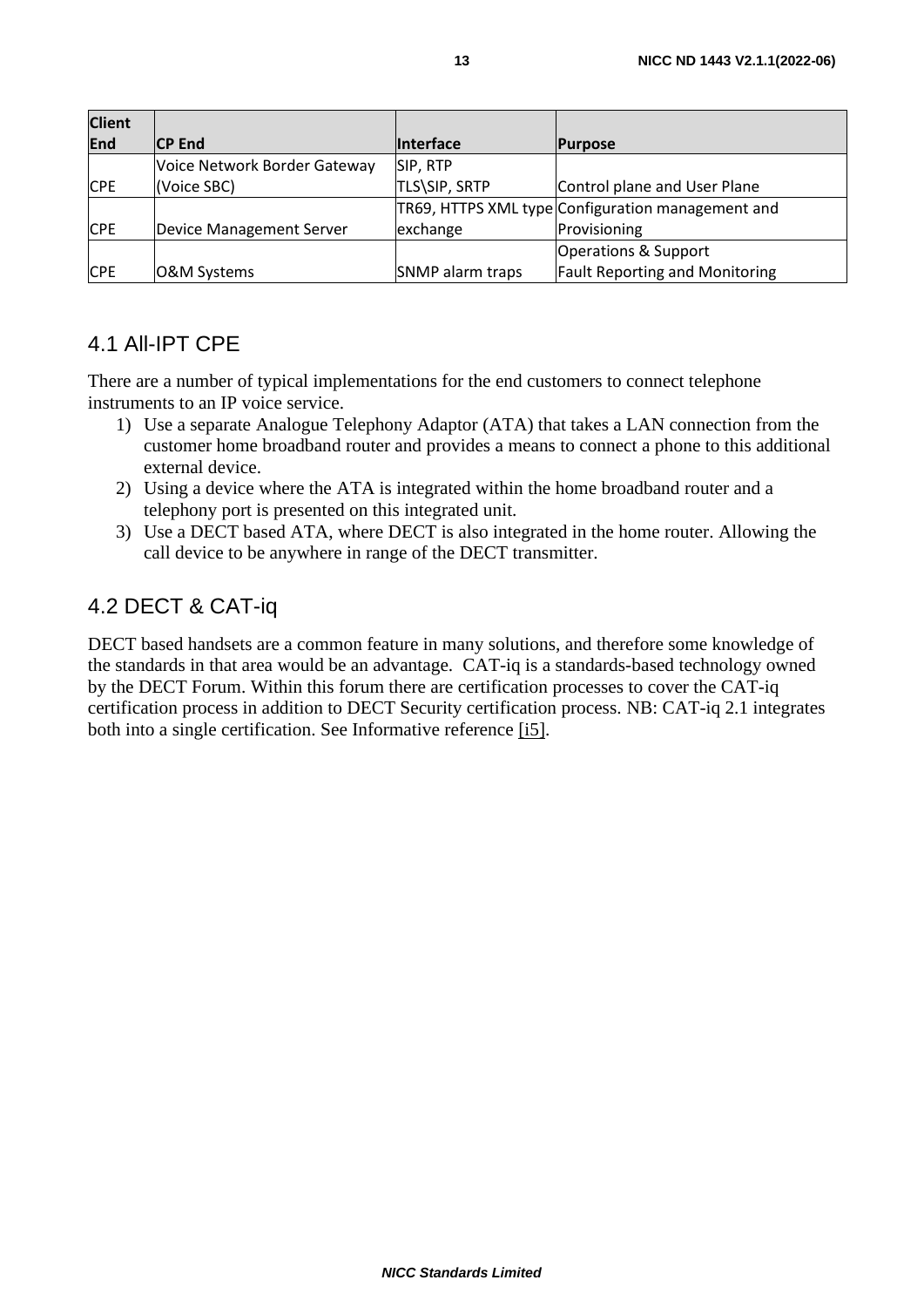| Client End | CP End | Interface | Purpose |
|---|---|---|---|
| CPE | Voice Network Border Gateway (Voice SBC) | SIP, RTP TLS\SIP, SRTP | Control plane and User Plane |
| CPE | Device Management Server | TR69, HTTPS XML type exchange | Configuration management and Provisioning |
| CPE | O&M Systems | SNMP alarm traps | Operations & Support Fault Reporting and Monitoring |

## 4.1 All-IPT CPE

There are a number of typical implementations for the end customers to connect telephone instruments to an IP voice service.

1) Use a separate Analogue Telephony Adaptor (ATA) that takes a LAN connection from the customer home broadband router and provides a means to connect a phone to this additional external device.
2) Using a device where the ATA is integrated within the home broadband router and a telephony port is presented on this integrated unit.
3) Use a DECT based ATA, where DECT is also integrated in the home router. Allowing the call device to be anywhere in range of the DECT transmitter.

## 4.2 DECT & CAT-iq

DECT based handsets are a common feature in many solutions, and therefore some knowledge of the standards in that area would be an advantage. CAT-iq is a standards-based technology owned by the DECT Forum. Within this forum there are certification processes to cover the CAT-iq certification process in addition to DECT Security certification process. NB: CAT-iq 2.1 integrates both into a single certification. See Informative reference [i5].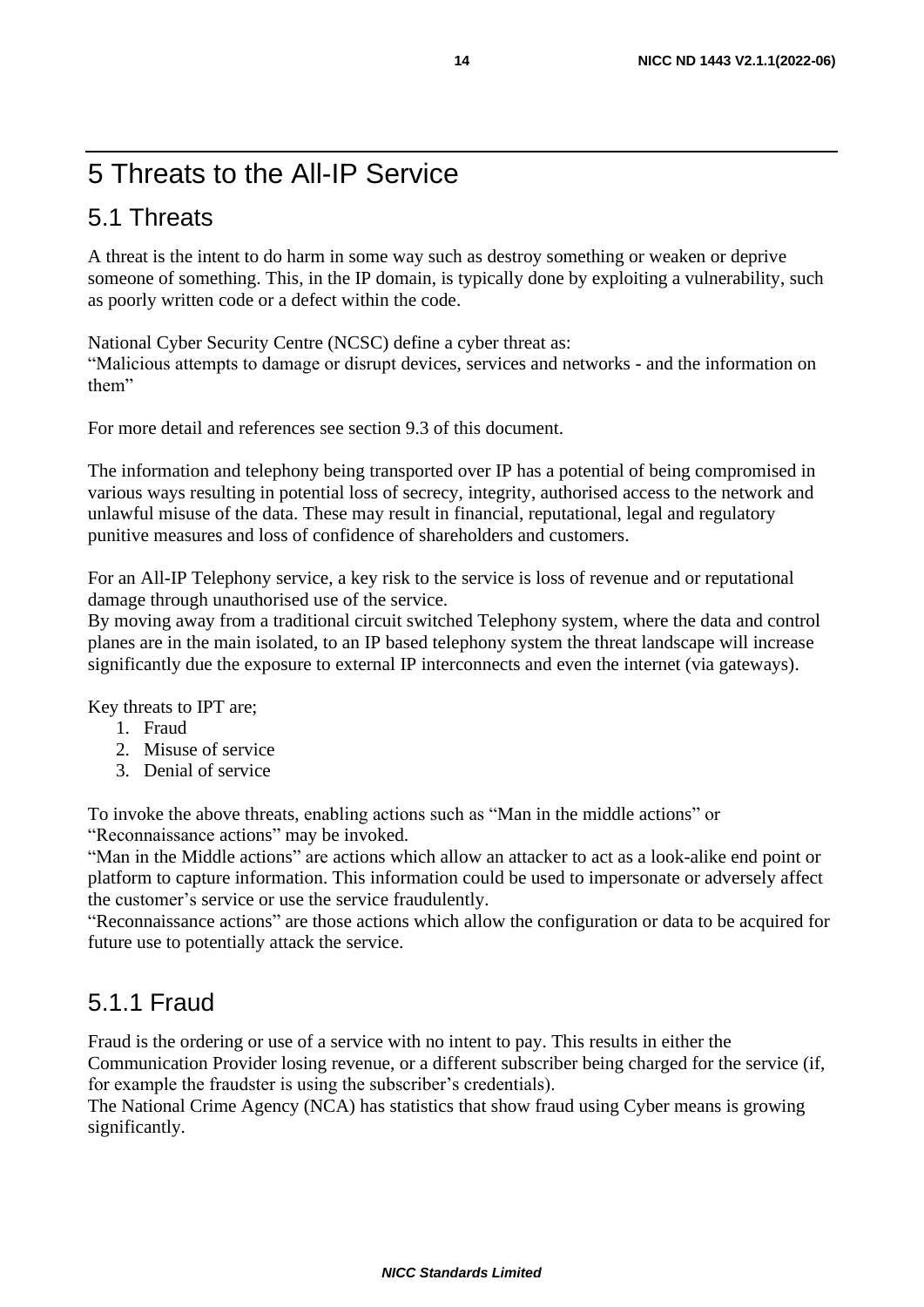# 5 Threats to the All-IP Service

## 5.1 Threats

A threat is the intent to do harm in some way such as destroy something or weaken or deprive someone of something. This, in the IP domain, is typically done by exploiting a vulnerability, such as poorly written code or a defect within the code.

National Cyber Security Centre (NCSC) define a cyber threat as:
"Malicious attempts to damage or disrupt devices, services and networks - and the information on them"

For more detail and references see section 9.3 of this document.

The information and telephony being transported over IP has a potential of being compromised in various ways resulting in potential loss of secrecy, integrity, authorised access to the network and unlawful misuse of the data. These may result in financial, reputational, legal and regulatory punitive measures and loss of confidence of shareholders and customers.

For an All-IP Telephony service, a key risk to the service is loss of revenue and or reputational damage through unauthorised use of the service.
By moving away from a traditional circuit switched Telephony system, where the data and control planes are in the main isolated, to an IP based telephony system the threat landscape will increase significantly due the exposure to external IP interconnects and even the internet (via gateways).

Key threats to IPT are;

1. Fraud
2. Misuse of service
3. Denial of service

To invoke the above threats, enabling actions such as "Man in the middle actions" or "Reconnaissance actions" may be invoked.
"Man in the Middle actions" are actions which allow an attacker to act as a look-alike end point or platform to capture information. This information could be used to impersonate or adversely affect the customer's service or use the service fraudulently.
"Reconnaissance actions" are those actions which allow the configuration or data to be acquired for future use to potentially attack the service.

### 5.1.1 Fraud

Fraud is the ordering or use of a service with no intent to pay. This results in either the Communication Provider losing revenue, or a different subscriber being charged for the service (if, for example the fraudster is using the subscriber's credentials).
The National Crime Agency (NCA) has statistics that show fraud using Cyber means is growing significantly.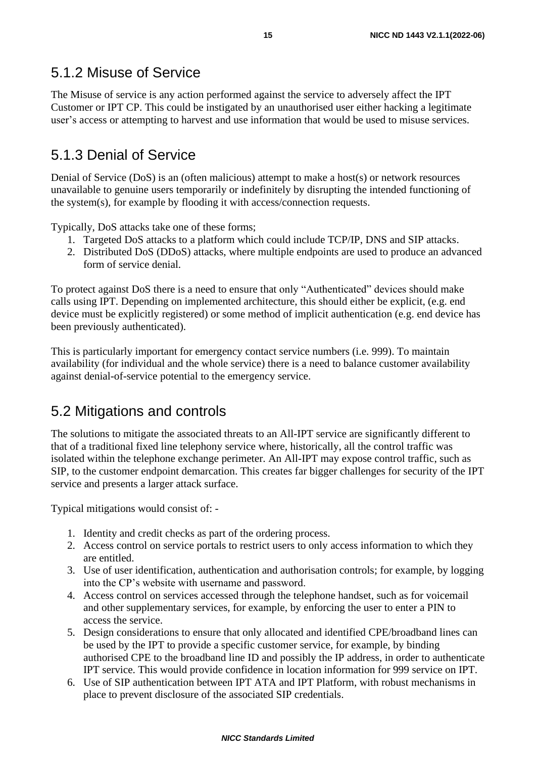### 5.1.2 Misuse of Service

The Misuse of service is any action performed against the service to adversely affect the IPT Customer or IPT CP. This could be instigated by an unauthorised user either hacking a legitimate user's access or attempting to harvest and use information that would be used to misuse services.

### 5.1.3 Denial of Service

Denial of Service (DoS) is an (often malicious) attempt to make a host(s) or network resources unavailable to genuine users temporarily or indefinitely by disrupting the intended functioning of the system(s), for example by flooding it with access/connection requests.

Typically, DoS attacks take one of these forms;

1. Targeted DoS attacks to a platform which could include TCP/IP, DNS and SIP attacks.
2. Distributed DoS (DDoS) attacks, where multiple endpoints are used to produce an advanced form of service denial.

To protect against DoS there is a need to ensure that only "Authenticated" devices should make calls using IPT. Depending on implemented architecture, this should either be explicit, (e.g. end device must be explicitly registered) or some method of implicit authentication (e.g. end device has been previously authenticated).

This is particularly important for emergency contact service numbers (i.e. 999). To maintain availability (for individual and the whole service) there is a need to balance customer availability against denial-of-service potential to the emergency service.

## 5.2 Mitigations and controls

The solutions to mitigate the associated threats to an All-IPT service are significantly different to that of a traditional fixed line telephony service where, historically, all the control traffic was isolated within the telephone exchange perimeter. An All-IPT may expose control traffic, such as SIP, to the customer endpoint demarcation. This creates far bigger challenges for security of the IPT service and presents a larger attack surface.

Typical mitigations would consist of: -

1. Identity and credit checks as part of the ordering process.
2. Access control on service portals to restrict users to only access information to which they are entitled.
3. Use of user identification, authentication and authorisation controls; for example, by logging into the CP's website with username and password.
4. Access control on services accessed through the telephone handset, such as for voicemail and other supplementary services, for example, by enforcing the user to enter a PIN to access the service.
5. Design considerations to ensure that only allocated and identified CPE/broadband lines can be used by the IPT to provide a specific customer service, for example, by binding authorised CPE to the broadband line ID and possibly the IP address, in order to authenticate IPT service. This would provide confidence in location information for 999 service on IPT.
6. Use of SIP authentication between IPT ATA and IPT Platform, with robust mechanisms in place to prevent disclosure of the associated SIP credentials.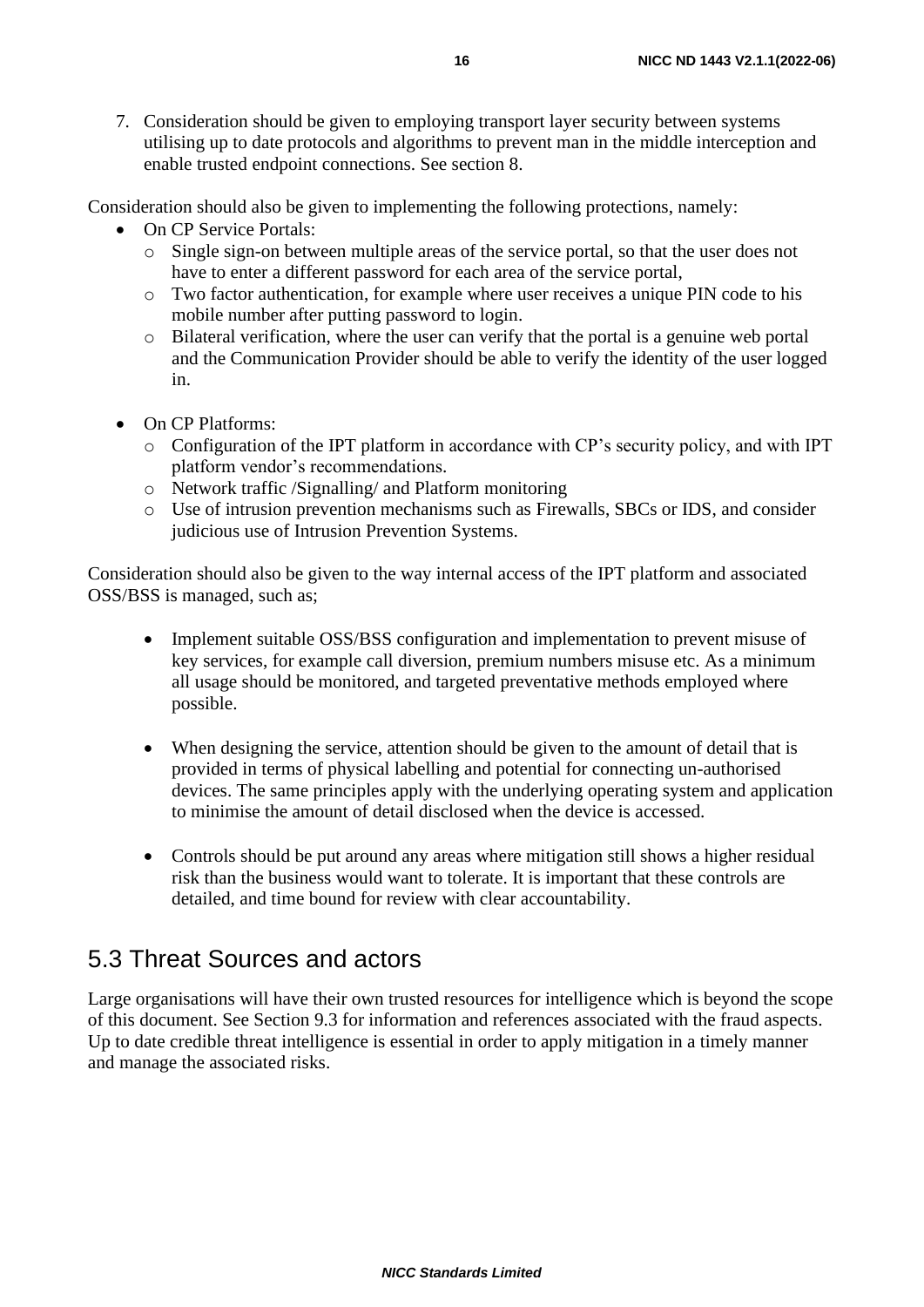7. Consideration should be given to employing transport layer security between systems utilising up to date protocols and algorithms to prevent man in the middle interception and enable trusted endpoint connections. See section 8.

Consideration should also be given to implementing the following protections, namely:

- On CP Service Portals:
  - Single sign-on between multiple areas of the service portal, so that the user does not have to enter a different password for each area of the service portal,
  - Two factor authentication, for example where user receives a unique PIN code to his mobile number after putting password to login.
  - Bilateral verification, where the user can verify that the portal is a genuine web portal and the Communication Provider should be able to verify the identity of the user logged in.

- On CP Platforms:
  - Configuration of the IPT platform in accordance with CP's security policy, and with IPT platform vendor's recommendations.
  - Network traffic /Signalling/ and Platform monitoring
  - Use of intrusion prevention mechanisms such as Firewalls, SBCs or IDS, and consider judicious use of Intrusion Prevention Systems.

Consideration should also be given to the way internal access of the IPT platform and associated OSS/BSS is managed, such as;

- Implement suitable OSS/BSS configuration and implementation to prevent misuse of key services, for example call diversion, premium numbers misuse etc. As a minimum all usage should be monitored, and targeted preventative methods employed where possible.

- When designing the service, attention should be given to the amount of detail that is provided in terms of physical labelling and potential for connecting un-authorised devices. The same principles apply with the underlying operating system and application to minimise the amount of detail disclosed when the device is accessed.

- Controls should be put around any areas where mitigation still shows a higher residual risk than the business would want to tolerate. It is important that these controls are detailed, and time bound for review with clear accountability.

## 5.3 Threat Sources and actors

Large organisations will have their own trusted resources for intelligence which is beyond the scope of this document. See Section 9.3 for information and references associated with the fraud aspects. Up to date credible threat intelligence is essential in order to apply mitigation in a timely manner and manage the associated risks.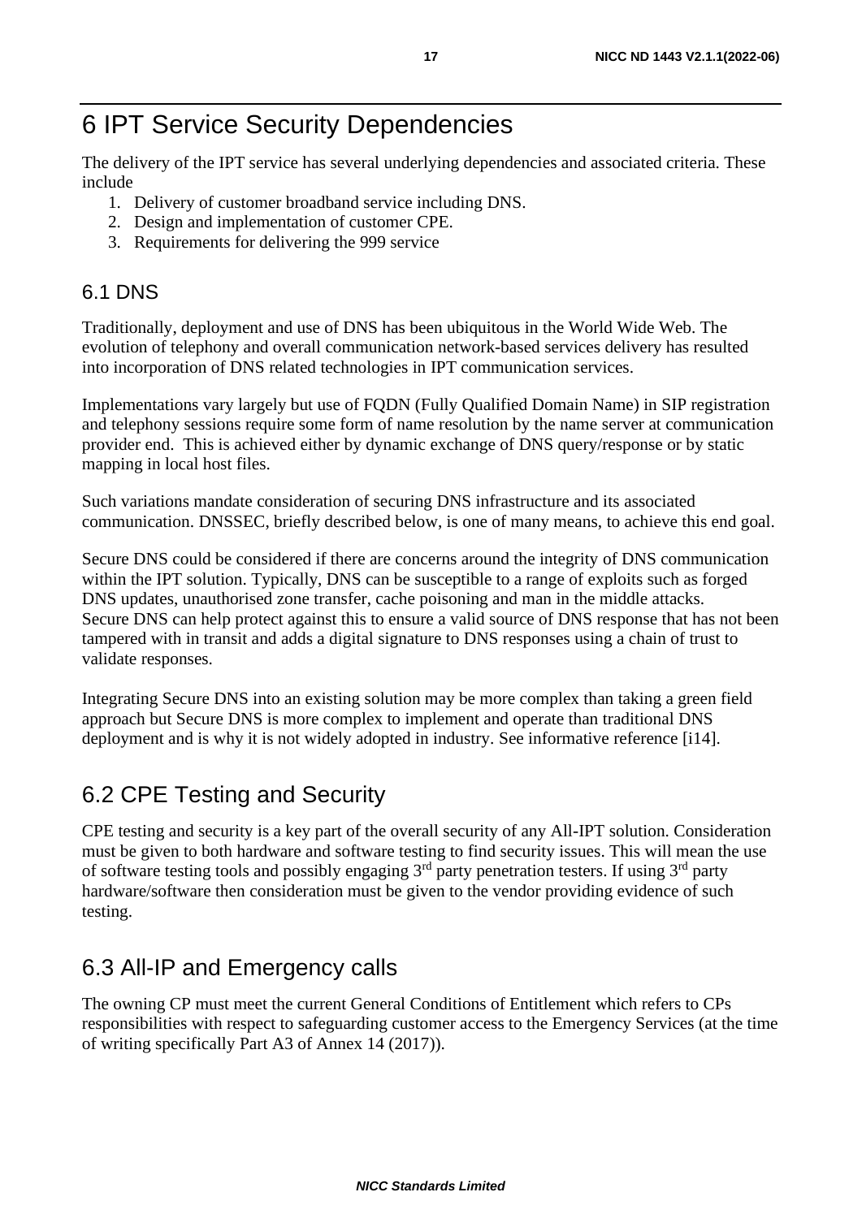# 6 IPT Service Security Dependencies

The delivery of the IPT service has several underlying dependencies and associated criteria. These include

1. Delivery of customer broadband service including DNS.
2. Design and implementation of customer CPE.
3. Requirements for delivering the 999 service

## 6.1 DNS

Traditionally, deployment and use of DNS has been ubiquitous in the World Wide Web. The evolution of telephony and overall communication network-based services delivery has resulted into incorporation of DNS related technologies in IPT communication services.

Implementations vary largely but use of FQDN (Fully Qualified Domain Name) in SIP registration and telephony sessions require some form of name resolution by the name server at communication provider end. This is achieved either by dynamic exchange of DNS query/response or by static mapping in local host files.

Such variations mandate consideration of securing DNS infrastructure and its associated communication. DNSSEC, briefly described below, is one of many means, to achieve this end goal.

Secure DNS could be considered if there are concerns around the integrity of DNS communication within the IPT solution. Typically, DNS can be susceptible to a range of exploits such as forged DNS updates, unauthorised zone transfer, cache poisoning and man in the middle attacks. Secure DNS can help protect against this to ensure a valid source of DNS response that has not been tampered with in transit and adds a digital signature to DNS responses using a chain of trust to validate responses.

Integrating Secure DNS into an existing solution may be more complex than taking a green field approach but Secure DNS is more complex to implement and operate than traditional DNS deployment and is why it is not widely adopted in industry. See informative reference [i14].

## 6.2 CPE Testing and Security

CPE testing and security is a key part of the overall security of any All-IPT solution. Consideration must be given to both hardware and software testing to find security issues. This will mean the use of software testing tools and possibly engaging 3rd party penetration testers. If using 3rd party hardware/software then consideration must be given to the vendor providing evidence of such testing.

## 6.3 All-IP and Emergency calls

The owning CP must meet the current General Conditions of Entitlement which refers to CPs responsibilities with respect to safeguarding customer access to the Emergency Services (at the time of writing specifically Part A3 of Annex 14 (2017)).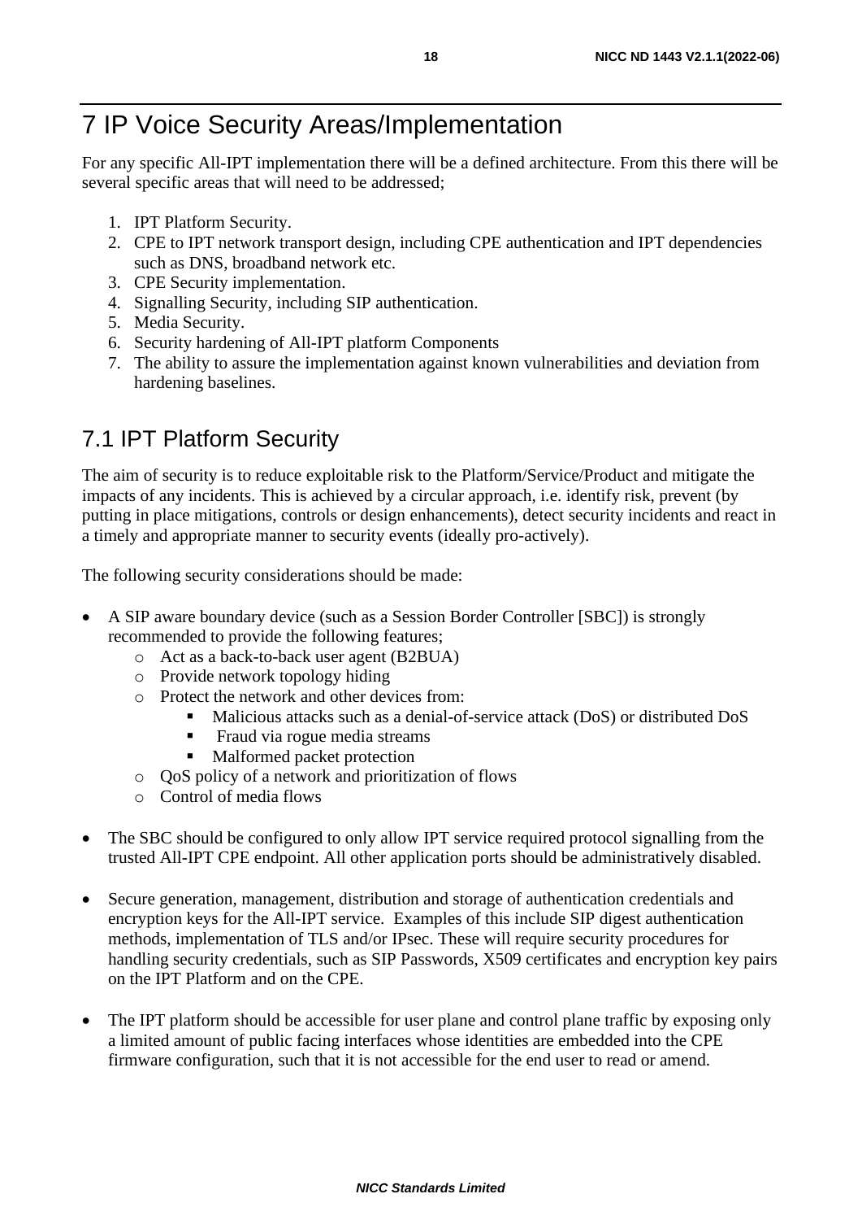# 7 IP Voice Security Areas/Implementation

For any specific All-IPT implementation there will be a defined architecture. From this there will be several specific areas that will need to be addressed;

1. IPT Platform Security.
2. CPE to IPT network transport design, including CPE authentication and IPT dependencies such as DNS, broadband network etc.
3. CPE Security implementation.
4. Signalling Security, including SIP authentication.
5. Media Security.
6. Security hardening of All-IPT platform Components
7. The ability to assure the implementation against known vulnerabilities and deviation from hardening baselines.

## 7.1 IPT Platform Security

The aim of security is to reduce exploitable risk to the Platform/Service/Product and mitigate the impacts of any incidents. This is achieved by a circular approach, i.e. identify risk, prevent (by putting in place mitigations, controls or design enhancements), detect security incidents and react in a timely and appropriate manner to security events (ideally pro-actively).

The following security considerations should be made:

- A SIP aware boundary device (such as a Session Border Controller [SBC]) is strongly recommended to provide the following features;
  - Act as a back-to-back user agent (B2BUA)
  - Provide network topology hiding
  - Protect the network and other devices from:
    - Malicious attacks such as a denial-of-service attack (DoS) or distributed DoS
    - Fraud via rogue media streams
    - Malformed packet protection
  - QoS policy of a network and prioritization of flows
  - Control of media flows

- The SBC should be configured to only allow IPT service required protocol signalling from the trusted All-IPT CPE endpoint. All other application ports should be administratively disabled.

- Secure generation, management, distribution and storage of authentication credentials and encryption keys for the All-IPT service. Examples of this include SIP digest authentication methods, implementation of TLS and/or IPsec. These will require security procedures for handling security credentials, such as SIP Passwords, X509 certificates and encryption key pairs on the IPT Platform and on the CPE.

- The IPT platform should be accessible for user plane and control plane traffic by exposing only a limited amount of public facing interfaces whose identities are embedded into the CPE firmware configuration, such that it is not accessible for the end user to read or amend.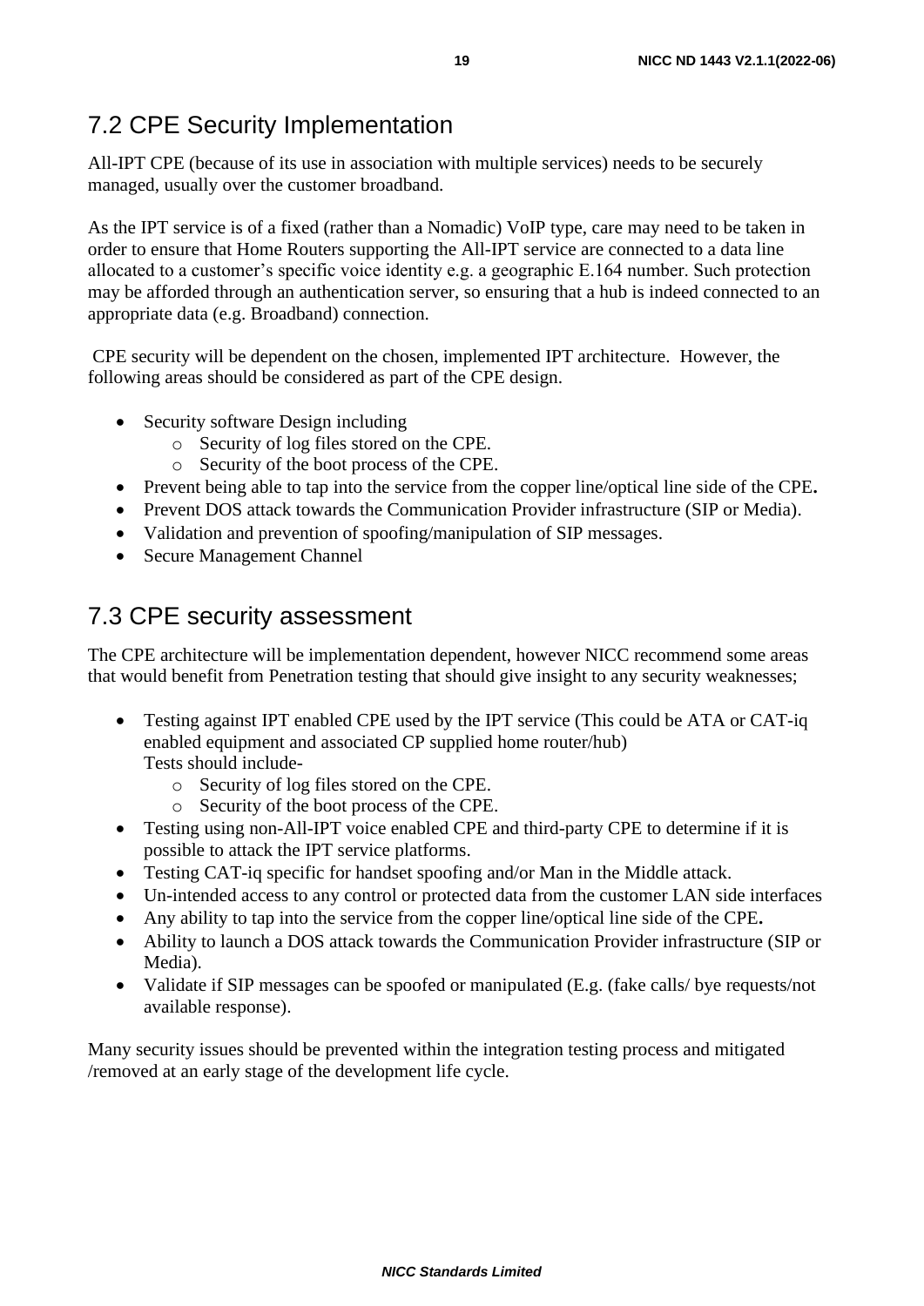## 7.2 CPE Security Implementation

All-IPT CPE (because of its use in association with multiple services) needs to be securely managed, usually over the customer broadband.

As the IPT service is of a fixed (rather than a Nomadic) VoIP type, care may need to be taken in order to ensure that Home Routers supporting the All-IPT service are connected to a data line allocated to a customer's specific voice identity e.g. a geographic E.164 number. Such protection may be afforded through an authentication server, so ensuring that a hub is indeed connected to an appropriate data (e.g. Broadband) connection.

CPE security will be dependent on the chosen, implemented IPT architecture. However, the following areas should be considered as part of the CPE design.

- Security software Design including
  - Security of log files stored on the CPE.
  - Security of the boot process of the CPE.
- Prevent being able to tap into the service from the copper line/optical line side of the CPE**.**
- Prevent DOS attack towards the Communication Provider infrastructure (SIP or Media).
- Validation and prevention of spoofing/manipulation of SIP messages.
- Secure Management Channel

## 7.3 CPE security assessment

The CPE architecture will be implementation dependent, however NICC recommend some areas that would benefit from Penetration testing that should give insight to any security weaknesses;

- Testing against IPT enabled CPE used by the IPT service (This could be ATA or CAT-iq enabled equipment and associated CP supplied home router/hub)
  Tests should include-
  - Security of log files stored on the CPE.
  - Security of the boot process of the CPE.
- Testing using non-All-IPT voice enabled CPE and third-party CPE to determine if it is possible to attack the IPT service platforms.
- Testing CAT-iq specific for handset spoofing and/or Man in the Middle attack.
- Un-intended access to any control or protected data from the customer LAN side interfaces
- Any ability to tap into the service from the copper line/optical line side of the CPE**.**
- Ability to launch a DOS attack towards the Communication Provider infrastructure (SIP or Media).
- Validate if SIP messages can be spoofed or manipulated (E.g. (fake calls/ bye requests/not available response).

Many security issues should be prevented within the integration testing process and mitigated /removed at an early stage of the development life cycle.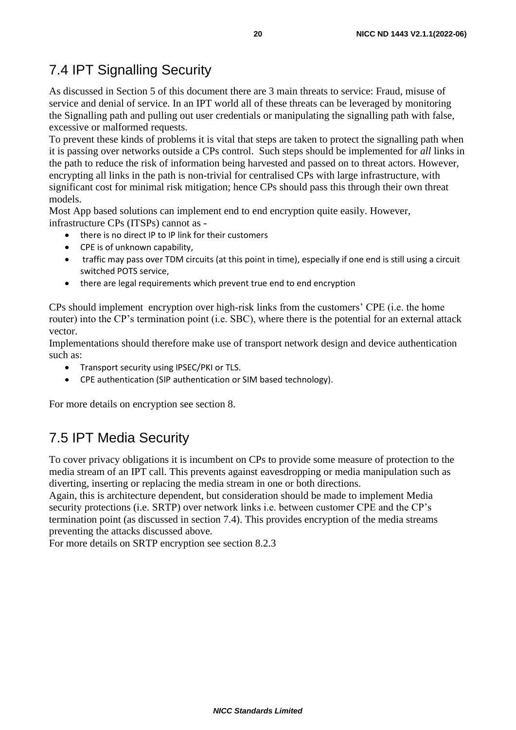## 7.4 IPT Signalling Security

As discussed in Section 5 of this document there are 3 main threats to service: Fraud, misuse of service and denial of service. In an IPT world all of these threats can be leveraged by monitoring the Signalling path and pulling out user credentials or manipulating the signalling path with false, excessive or malformed requests.

To prevent these kinds of problems it is vital that steps are taken to protect the signalling path when it is passing over networks outside a CPs control. Such steps should be implemented for *all* links in the path to reduce the risk of information being harvested and passed on to threat actors. However, encrypting all links in the path is non-trivial for centralised CPs with large infrastructure, with significant cost for minimal risk mitigation; hence CPs should pass this through their own threat models.

Most App based solutions can implement end to end encryption quite easily. However, infrastructure CPs (ITSPs) cannot as -

- there is no direct IP to IP link for their customers
- CPE is of unknown capability,
- traffic may pass over TDM circuits (at this point in time), especially if one end is still using a circuit switched POTS service,
- there are legal requirements which prevent true end to end encryption

CPs should implement encryption over high-risk links from the customers' CPE (i.e. the home router) into the CP's termination point (i.e. SBC), where there is the potential for an external attack vector.

Implementations should therefore make use of transport network design and device authentication such as:

- Transport security using IPSEC/PKI or TLS.
- CPE authentication (SIP authentication or SIM based technology).

For more details on encryption see section 8.

## 7.5 IPT Media Security

To cover privacy obligations it is incumbent on CPs to provide some measure of protection to the media stream of an IPT call. This prevents against eavesdropping or media manipulation such as diverting, inserting or replacing the media stream in one or both directions.

Again, this is architecture dependent, but consideration should be made to implement Media security protections (i.e. SRTP) over network links i.e. between customer CPE and the CP's termination point (as discussed in section 7.4). This provides encryption of the media streams preventing the attacks discussed above.

For more details on SRTP encryption see section 8.2.3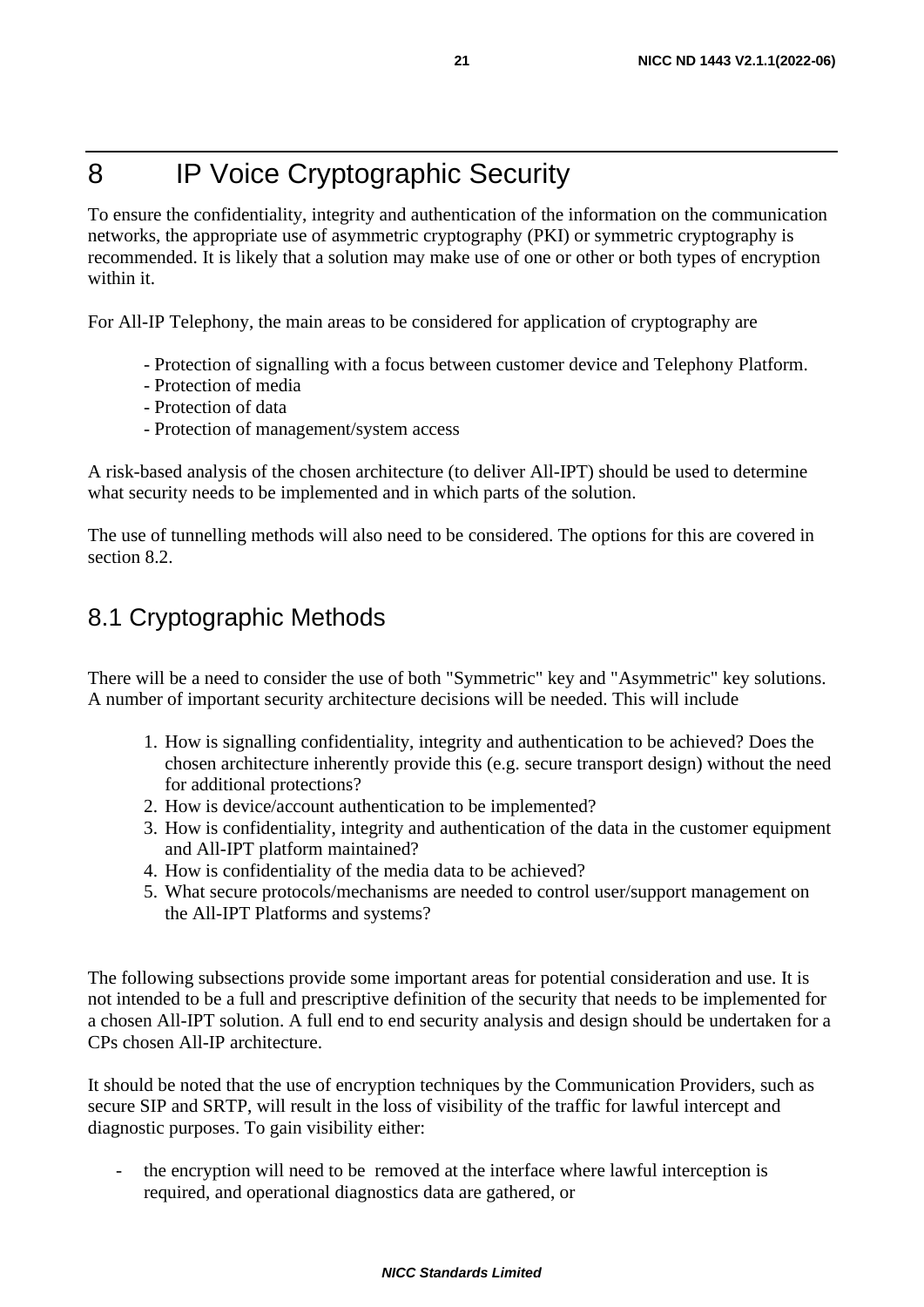# 8 IP Voice Cryptographic Security

To ensure the confidentiality, integrity and authentication of the information on the communication networks, the appropriate use of asymmetric cryptography (PKI) or symmetric cryptography is recommended. It is likely that a solution may make use of one or other or both types of encryption within it.

For All-IP Telephony, the main areas to be considered for application of cryptography are

- Protection of signalling with a focus between customer device and Telephony Platform.
- Protection of media
- Protection of data
- Protection of management/system access

A risk-based analysis of the chosen architecture (to deliver All-IPT) should be used to determine what security needs to be implemented and in which parts of the solution.

The use of tunnelling methods will also need to be considered. The options for this are covered in section 8.2.

## 8.1 Cryptographic Methods

There will be a need to consider the use of both "Symmetric" key and "Asymmetric" key solutions. A number of important security architecture decisions will be needed. This will include

1. How is signalling confidentiality, integrity and authentication to be achieved? Does the chosen architecture inherently provide this (e.g. secure transport design) without the need for additional protections?
2. How is device/account authentication to be implemented?
3. How is confidentiality, integrity and authentication of the data in the customer equipment and All-IPT platform maintained?
4. How is confidentiality of the media data to be achieved?
5. What secure protocols/mechanisms are needed to control user/support management on the All-IPT Platforms and systems?

The following subsections provide some important areas for potential consideration and use. It is not intended to be a full and prescriptive definition of the security that needs to be implemented for a chosen All-IPT solution. A full end to end security analysis and design should be undertaken for a CPs chosen All-IP architecture.

It should be noted that the use of encryption techniques by the Communication Providers, such as secure SIP and SRTP, will result in the loss of visibility of the traffic for lawful intercept and diagnostic purposes. To gain visibility either:

- the encryption will need to be removed at the interface where lawful interception is required, and operational diagnostics data are gathered, or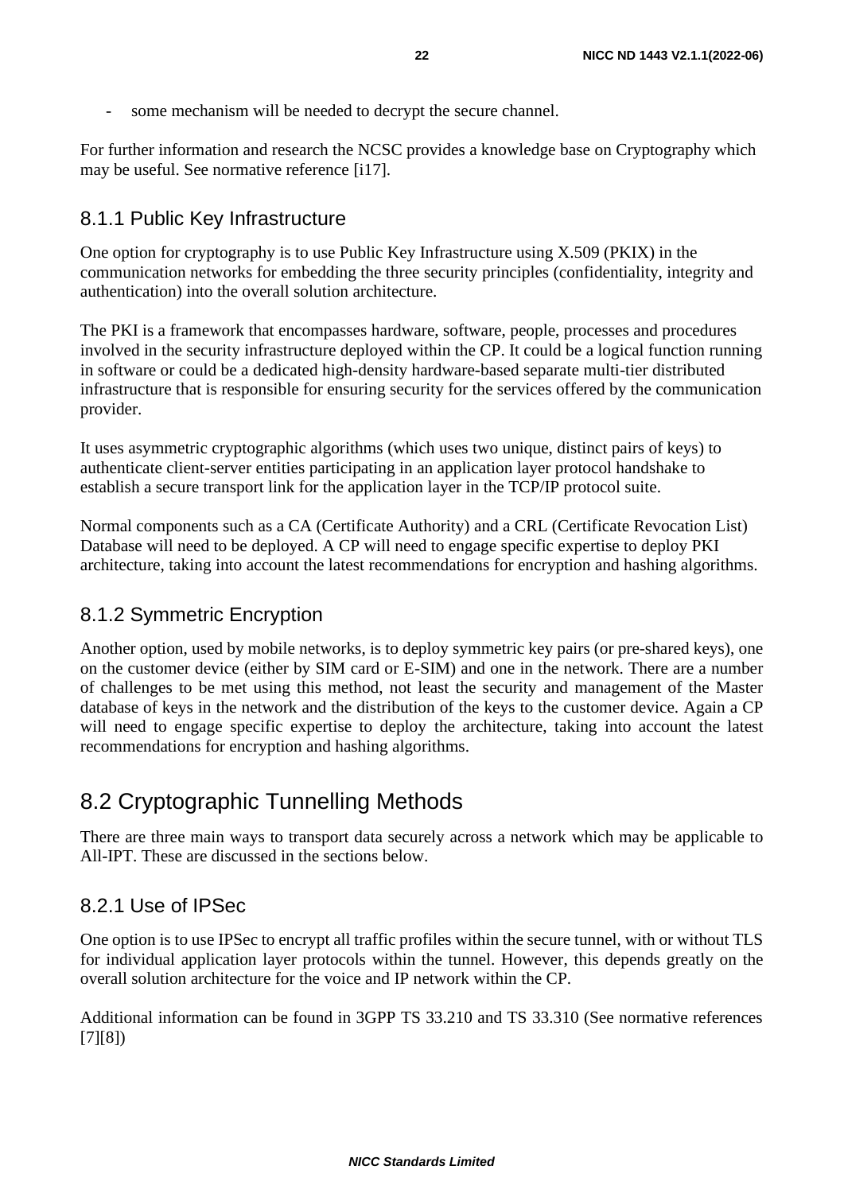- some mechanism will be needed to decrypt the secure channel.

For further information and research the NCSC provides a knowledge base on Cryptography which may be useful. See normative reference [i17].

### 8.1.1 Public Key Infrastructure

One option for cryptography is to use Public Key Infrastructure using X.509 (PKIX) in the communication networks for embedding the three security principles (confidentiality, integrity and authentication) into the overall solution architecture.

The PKI is a framework that encompasses hardware, software, people, processes and procedures involved in the security infrastructure deployed within the CP. It could be a logical function running in software or could be a dedicated high-density hardware-based separate multi-tier distributed infrastructure that is responsible for ensuring security for the services offered by the communication provider.

It uses asymmetric cryptographic algorithms (which uses two unique, distinct pairs of keys) to authenticate client-server entities participating in an application layer protocol handshake to establish a secure transport link for the application layer in the TCP/IP protocol suite.

Normal components such as a CA (Certificate Authority) and a CRL (Certificate Revocation List) Database will need to be deployed. A CP will need to engage specific expertise to deploy PKI architecture, taking into account the latest recommendations for encryption and hashing algorithms.

### 8.1.2 Symmetric Encryption

Another option, used by mobile networks, is to deploy symmetric key pairs (or pre-shared keys), one on the customer device (either by SIM card or E-SIM) and one in the network. There are a number of challenges to be met using this method, not least the security and management of the Master database of keys in the network and the distribution of the keys to the customer device. Again a CP will need to engage specific expertise to deploy the architecture, taking into account the latest recommendations for encryption and hashing algorithms.

## 8.2 Cryptographic Tunnelling Methods

There are three main ways to transport data securely across a network which may be applicable to All-IPT. These are discussed in the sections below.

### 8.2.1 Use of IPSec

One option is to use IPSec to encrypt all traffic profiles within the secure tunnel, with or without TLS for individual application layer protocols within the tunnel. However, this depends greatly on the overall solution architecture for the voice and IP network within the CP.

Additional information can be found in 3GPP TS 33.210 and TS 33.310 (See normative references [7][8])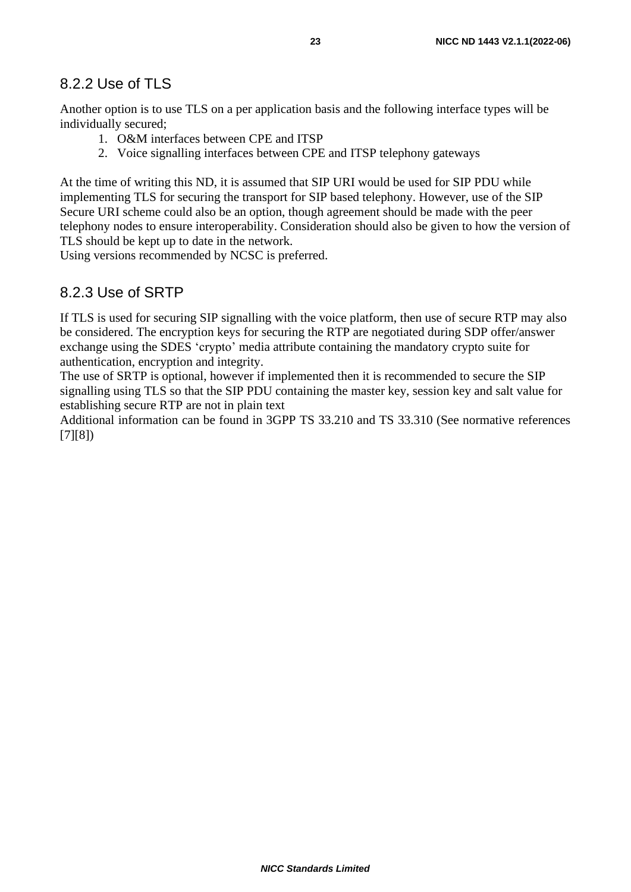### 8.2.2 Use of TLS

Another option is to use TLS on a per application basis and the following interface types will be individually secured;

1. O&M interfaces between CPE and ITSP
2. Voice signalling interfaces between CPE and ITSP telephony gateways

At the time of writing this ND, it is assumed that SIP URI would be used for SIP PDU while implementing TLS for securing the transport for SIP based telephony. However, use of the SIP Secure URI scheme could also be an option, though agreement should be made with the peer telephony nodes to ensure interoperability. Consideration should also be given to how the version of TLS should be kept up to date in the network.
Using versions recommended by NCSC is preferred.

### 8.2.3 Use of SRTP

If TLS is used for securing SIP signalling with the voice platform, then use of secure RTP may also be considered. The encryption keys for securing the RTP are negotiated during SDP offer/answer exchange using the SDES 'crypto' media attribute containing the mandatory crypto suite for authentication, encryption and integrity.
The use of SRTP is optional, however if implemented then it is recommended to secure the SIP signalling using TLS so that the SIP PDU containing the master key, session key and salt value for establishing secure RTP are not in plain text
Additional information can be found in 3GPP TS 33.210 and TS 33.310 (See normative references [7][8])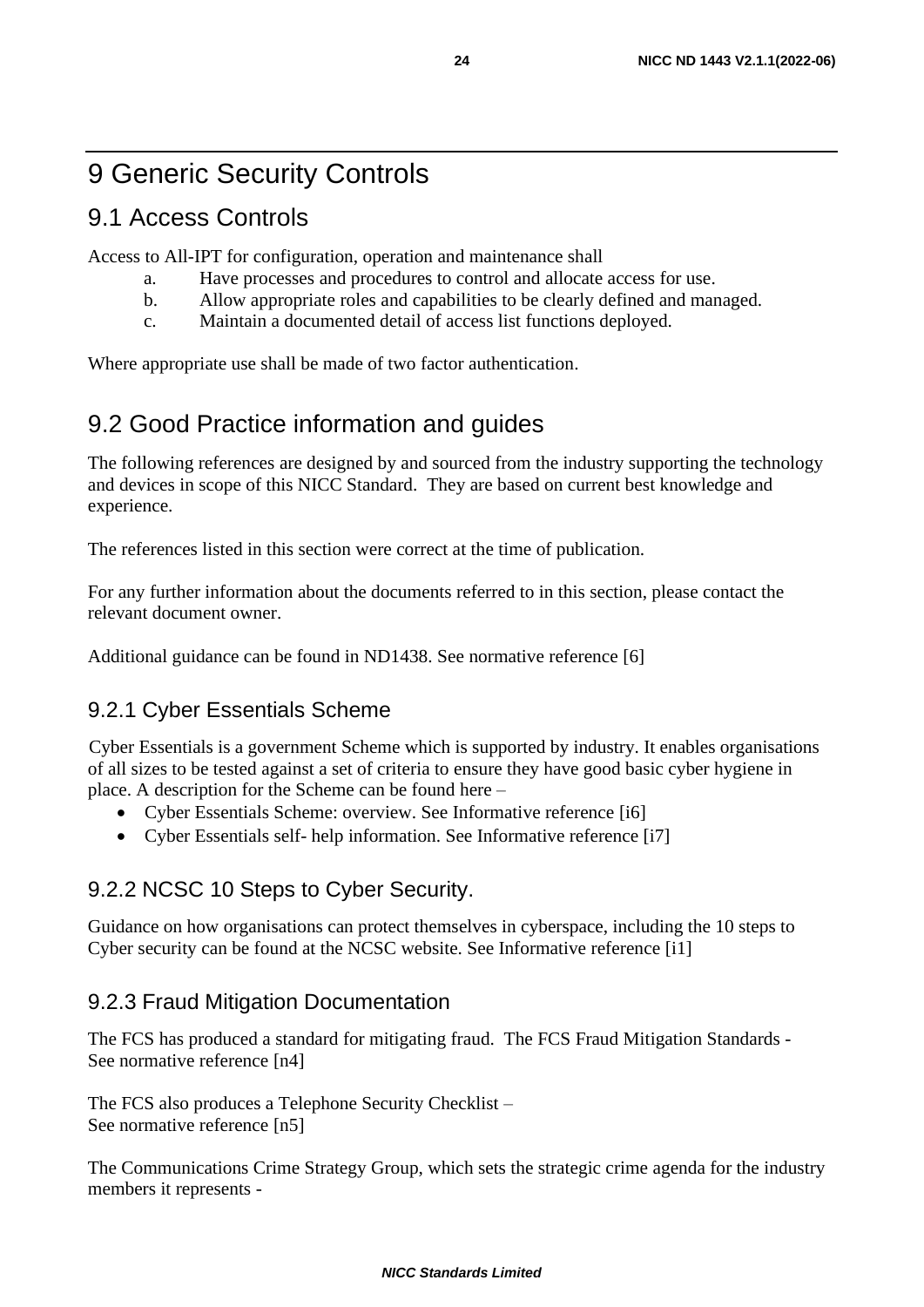# 9 Generic Security Controls

## 9.1 Access Controls

Access to All-IPT for configuration, operation and maintenance shall

a. Have processes and procedures to control and allocate access for use.
b. Allow appropriate roles and capabilities to be clearly defined and managed.
c. Maintain a documented detail of access list functions deployed.

Where appropriate use shall be made of two factor authentication.

## 9.2 Good Practice information and guides

The following references are designed by and sourced from the industry supporting the technology and devices in scope of this NICC Standard. They are based on current best knowledge and experience.

The references listed in this section were correct at the time of publication.

For any further information about the documents referred to in this section, please contact the relevant document owner.

Additional guidance can be found in ND1438. See normative reference [6]

### 9.2.1 Cyber Essentials Scheme

Cyber Essentials is a government Scheme which is supported by industry. It enables organisations of all sizes to be tested against a set of criteria to ensure they have good basic cyber hygiene in place. A description for the Scheme can be found here –

- Cyber Essentials Scheme: overview. See Informative reference [i6]
- Cyber Essentials self- help information. See Informative reference [i7]

### 9.2.2 NCSC 10 Steps to Cyber Security.

Guidance on how organisations can protect themselves in cyberspace, including the 10 steps to Cyber security can be found at the NCSC website. See Informative reference [i1]

### 9.2.3 Fraud Mitigation Documentation

The FCS has produced a standard for mitigating fraud. The FCS Fraud Mitigation Standards - See normative reference [n4]

The FCS also produces a Telephone Security Checklist –
See normative reference [n5]

The Communications Crime Strategy Group, which sets the strategic crime agenda for the industry members it represents -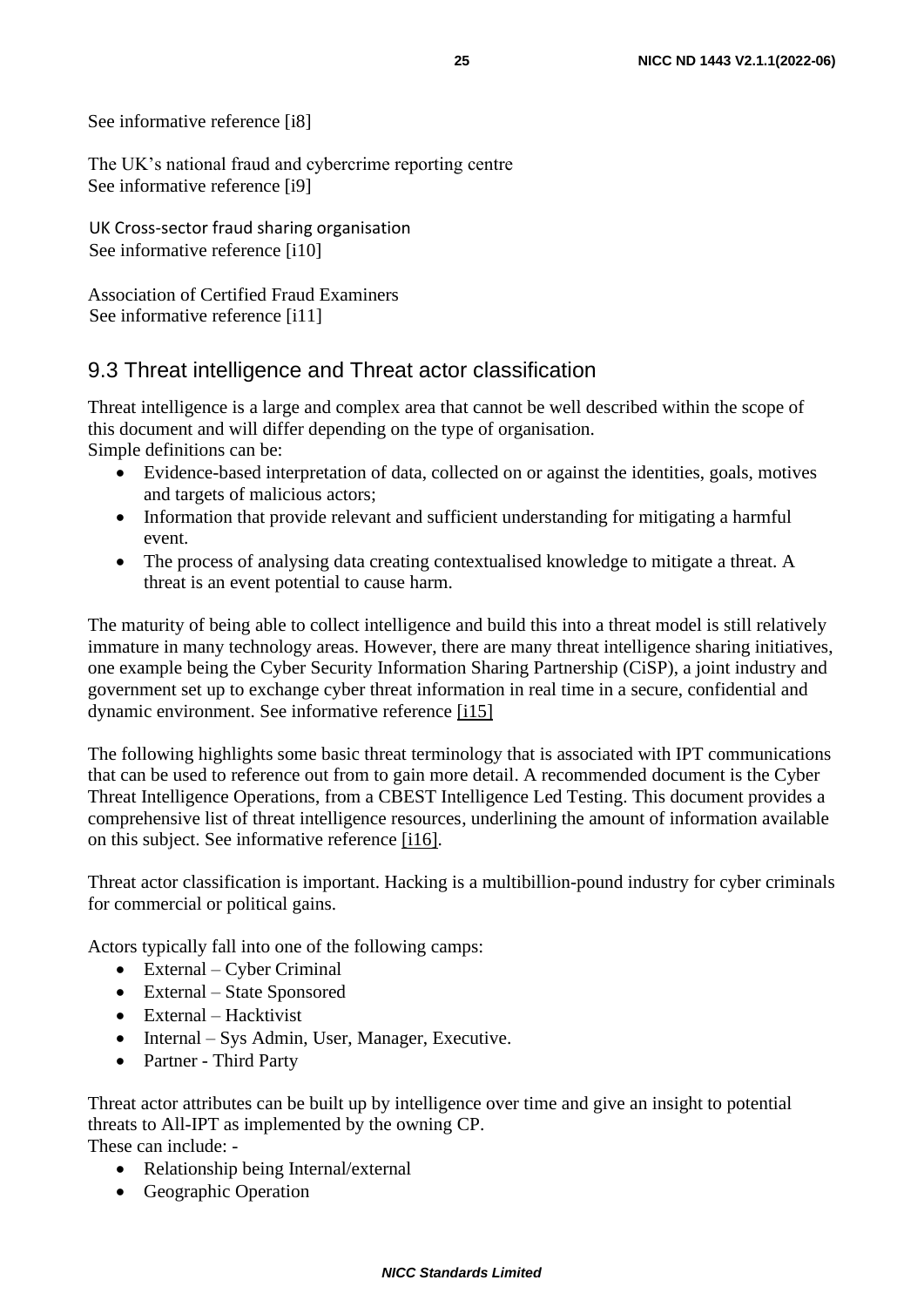See informative reference [i8]

The UK's national fraud and cybercrime reporting centre
See informative reference [i9]

UK Cross-sector fraud sharing organisation
See informative reference [i10]

Association of Certified Fraud Examiners
See informative reference [i11]

## 9.3 Threat intelligence and Threat actor classification

Threat intelligence is a large and complex area that cannot be well described within the scope of this document and will differ depending on the type of organisation.
Simple definitions can be:

- Evidence-based interpretation of data, collected on or against the identities, goals, motives and targets of malicious actors;
- Information that provide relevant and sufficient understanding for mitigating a harmful event.
- The process of analysing data creating contextualised knowledge to mitigate a threat. A threat is an event potential to cause harm.

The maturity of being able to collect intelligence and build this into a threat model is still relatively immature in many technology areas. However, there are many threat intelligence sharing initiatives, one example being the Cyber Security Information Sharing Partnership (CiSP), a joint industry and government set up to exchange cyber threat information in real time in a secure, confidential and dynamic environment. See informative reference [i15]

The following highlights some basic threat terminology that is associated with IPT communications that can be used to reference out from to gain more detail. A recommended document is the Cyber Threat Intelligence Operations, from a CBEST Intelligence Led Testing. This document provides a comprehensive list of threat intelligence resources, underlining the amount of information available on this subject. See informative reference [i16].

Threat actor classification is important. Hacking is a multibillion-pound industry for cyber criminals for commercial or political gains.

Actors typically fall into one of the following camps:

- External – Cyber Criminal
- External – State Sponsored
- External – Hacktivist
- Internal – Sys Admin, User, Manager, Executive.
- Partner - Third Party

Threat actor attributes can be built up by intelligence over time and give an insight to potential threats to All-IPT as implemented by the owning CP.
These can include: -

- Relationship being Internal/external
- Geographic Operation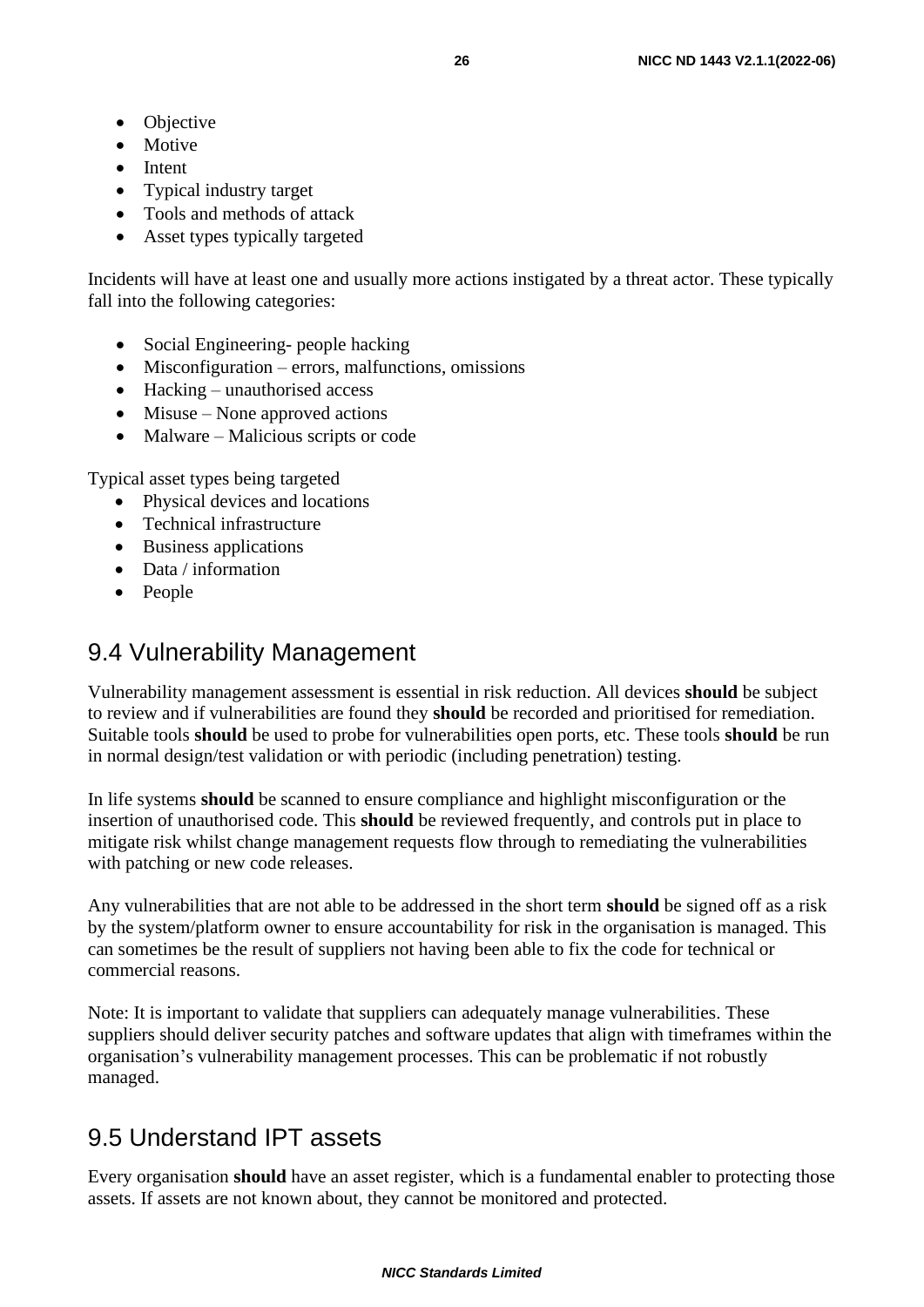- Objective
- Motive
- Intent
- Typical industry target
- Tools and methods of attack
- Asset types typically targeted

Incidents will have at least one and usually more actions instigated by a threat actor. These typically fall into the following categories:

- Social Engineering- people hacking
- Misconfiguration – errors, malfunctions, omissions
- Hacking – unauthorised access
- Misuse – None approved actions
- Malware – Malicious scripts or code

Typical asset types being targeted

- Physical devices and locations
- Technical infrastructure
- Business applications
- Data / information
- People

## 9.4 Vulnerability Management

Vulnerability management assessment is essential in risk reduction. All devices **should** be subject to review and if vulnerabilities are found they **should** be recorded and prioritised for remediation. Suitable tools **should** be used to probe for vulnerabilities open ports, etc. These tools **should** be run in normal design/test validation or with periodic (including penetration) testing.

In life systems **should** be scanned to ensure compliance and highlight misconfiguration or the insertion of unauthorised code. This **should** be reviewed frequently, and controls put in place to mitigate risk whilst change management requests flow through to remediating the vulnerabilities with patching or new code releases.

Any vulnerabilities that are not able to be addressed in the short term **should** be signed off as a risk by the system/platform owner to ensure accountability for risk in the organisation is managed. This can sometimes be the result of suppliers not having been able to fix the code for technical or commercial reasons.

Note: It is important to validate that suppliers can adequately manage vulnerabilities. These suppliers should deliver security patches and software updates that align with timeframes within the organisation's vulnerability management processes. This can be problematic if not robustly managed.

## 9.5 Understand IPT assets

Every organisation **should** have an asset register, which is a fundamental enabler to protecting those assets. If assets are not known about, they cannot be monitored and protected.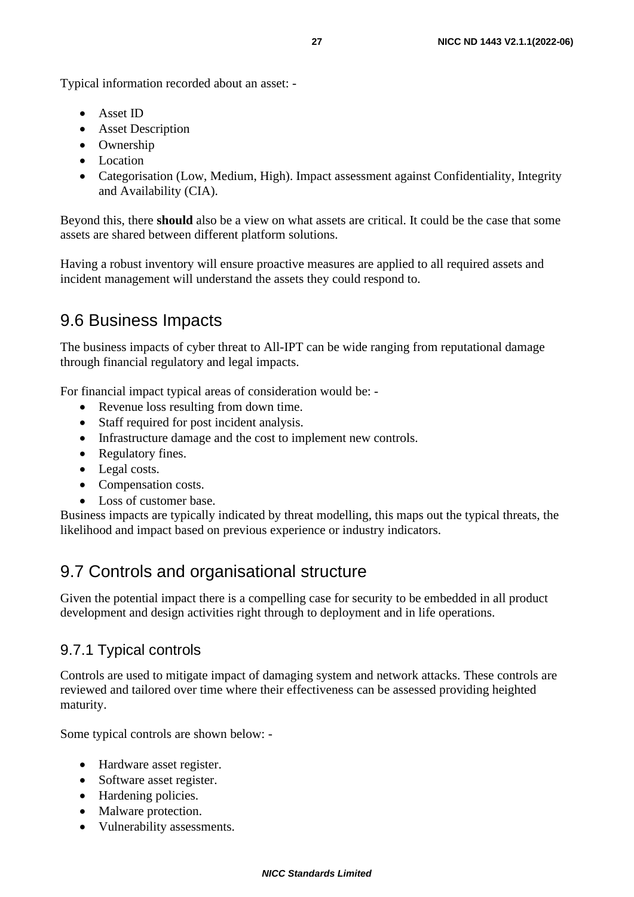Typical information recorded about an asset: -

- Asset ID
- Asset Description
- Ownership
- Location
- Categorisation (Low, Medium, High). Impact assessment against Confidentiality, Integrity and Availability (CIA).

Beyond this, there **should** also be a view on what assets are critical. It could be the case that some assets are shared between different platform solutions.

Having a robust inventory will ensure proactive measures are applied to all required assets and incident management will understand the assets they could respond to.

## 9.6 Business Impacts

The business impacts of cyber threat to All-IPT can be wide ranging from reputational damage through financial regulatory and legal impacts.

For financial impact typical areas of consideration would be: -

- Revenue loss resulting from down time.
- Staff required for post incident analysis.
- Infrastructure damage and the cost to implement new controls.
- Regulatory fines.
- Legal costs.
- Compensation costs.
- Loss of customer base.

Business impacts are typically indicated by threat modelling, this maps out the typical threats, the likelihood and impact based on previous experience or industry indicators.

## 9.7 Controls and organisational structure

Given the potential impact there is a compelling case for security to be embedded in all product development and design activities right through to deployment and in life operations.

### 9.7.1 Typical controls

Controls are used to mitigate impact of damaging system and network attacks. These controls are reviewed and tailored over time where their effectiveness can be assessed providing heighted maturity.

Some typical controls are shown below: -

- Hardware asset register.
- Software asset register.
- Hardening policies.
- Malware protection.
- Vulnerability assessments.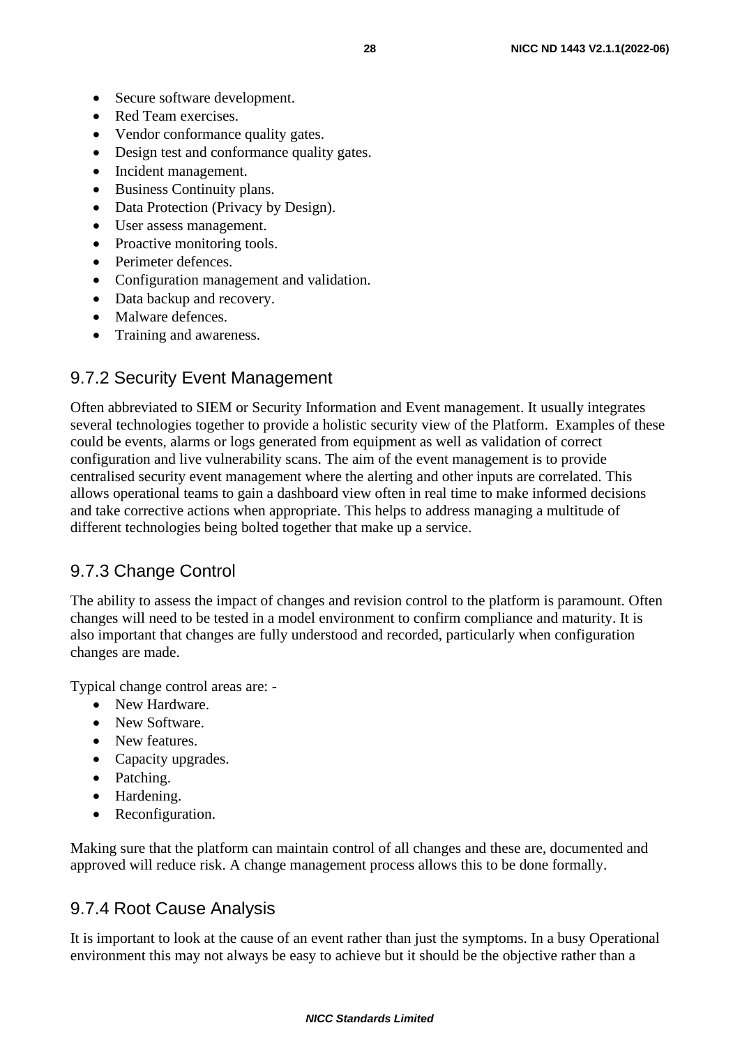- Secure software development.
- Red Team exercises.
- Vendor conformance quality gates.
- Design test and conformance quality gates.
- Incident management.
- Business Continuity plans.
- Data Protection (Privacy by Design).
- User assess management.
- Proactive monitoring tools.
- Perimeter defences.
- Configuration management and validation.
- Data backup and recovery.
- Malware defences.
- Training and awareness.

### 9.7.2 Security Event Management

Often abbreviated to SIEM or Security Information and Event management. It usually integrates several technologies together to provide a holistic security view of the Platform. Examples of these could be events, alarms or logs generated from equipment as well as validation of correct configuration and live vulnerability scans. The aim of the event management is to provide centralised security event management where the alerting and other inputs are correlated. This allows operational teams to gain a dashboard view often in real time to make informed decisions and take corrective actions when appropriate. This helps to address managing a multitude of different technologies being bolted together that make up a service.

### 9.7.3 Change Control

The ability to assess the impact of changes and revision control to the platform is paramount. Often changes will need to be tested in a model environment to confirm compliance and maturity. It is also important that changes are fully understood and recorded, particularly when configuration changes are made.

Typical change control areas are: -

- New Hardware.
- New Software.
- New features.
- Capacity upgrades.
- Patching.
- Hardening.
- Reconfiguration.

Making sure that the platform can maintain control of all changes and these are, documented and approved will reduce risk. A change management process allows this to be done formally.

### 9.7.4 Root Cause Analysis

It is important to look at the cause of an event rather than just the symptoms. In a busy Operational environment this may not always be easy to achieve but it should be the objective rather than a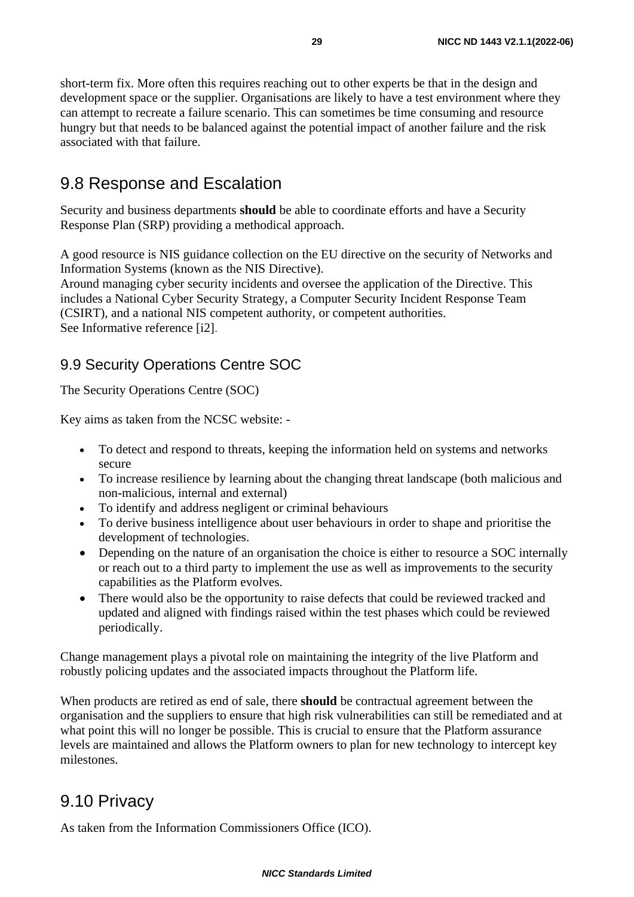short-term fix. More often this requires reaching out to other experts be that in the design and development space or the supplier. Organisations are likely to have a test environment where they can attempt to recreate a failure scenario. This can sometimes be time consuming and resource hungry but that needs to be balanced against the potential impact of another failure and the risk associated with that failure.

## 9.8 Response and Escalation

Security and business departments **should** be able to coordinate efforts and have a Security Response Plan (SRP) providing a methodical approach.

A good resource is NIS guidance collection on the EU directive on the security of Networks and Information Systems (known as the NIS Directive).
Around managing cyber security incidents and oversee the application of the Directive. This includes a National Cyber Security Strategy, a Computer Security Incident Response Team (CSIRT), and a national NIS competent authority, or competent authorities.
See Informative reference [i2].

### 9.9 Security Operations Centre SOC

The Security Operations Centre (SOC)

Key aims as taken from the NCSC website: -

- To detect and respond to threats, keeping the information held on systems and networks secure
- To increase resilience by learning about the changing threat landscape (both malicious and non-malicious, internal and external)
- To identify and address negligent or criminal behaviours
- To derive business intelligence about user behaviours in order to shape and prioritise the development of technologies.
- Depending on the nature of an organisation the choice is either to resource a SOC internally or reach out to a third party to implement the use as well as improvements to the security capabilities as the Platform evolves.
- There would also be the opportunity to raise defects that could be reviewed tracked and updated and aligned with findings raised within the test phases which could be reviewed periodically.

Change management plays a pivotal role on maintaining the integrity of the live Platform and robustly policing updates and the associated impacts throughout the Platform life.

When products are retired as end of sale, there **should** be contractual agreement between the organisation and the suppliers to ensure that high risk vulnerabilities can still be remediated and at what point this will no longer be possible. This is crucial to ensure that the Platform assurance levels are maintained and allows the Platform owners to plan for new technology to intercept key milestones.

## 9.10 Privacy

As taken from the Information Commissioners Office (ICO).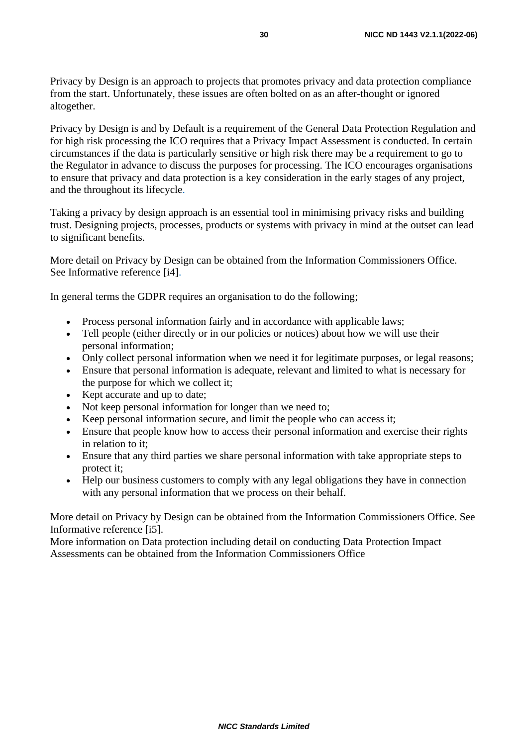Privacy by Design is an approach to projects that promotes privacy and data protection compliance from the start. Unfortunately, these issues are often bolted on as an after-thought or ignored altogether.

Privacy by Design is and by Default is a requirement of the General Data Protection Regulation and for high risk processing the ICO requires that a Privacy Impact Assessment is conducted. In certain circumstances if the data is particularly sensitive or high risk there may be a requirement to go to the Regulator in advance to discuss the purposes for processing. The ICO encourages organisations to ensure that privacy and data protection is a key consideration in the early stages of any project, and the throughout its lifecycle.

Taking a privacy by design approach is an essential tool in minimising privacy risks and building trust. Designing projects, processes, products or systems with privacy in mind at the outset can lead to significant benefits.

More detail on Privacy by Design can be obtained from the Information Commissioners Office. See Informative reference [i4].

In general terms the GDPR requires an organisation to do the following;

- Process personal information fairly and in accordance with applicable laws;
- Tell people (either directly or in our policies or notices) about how we will use their personal information;
- Only collect personal information when we need it for legitimate purposes, or legal reasons;
- Ensure that personal information is adequate, relevant and limited to what is necessary for the purpose for which we collect it;
- Kept accurate and up to date;
- Not keep personal information for longer than we need to;
- Keep personal information secure, and limit the people who can access it;
- Ensure that people know how to access their personal information and exercise their rights in relation to it;
- Ensure that any third parties we share personal information with take appropriate steps to protect it;
- Help our business customers to comply with any legal obligations they have in connection with any personal information that we process on their behalf.

More detail on Privacy by Design can be obtained from the Information Commissioners Office. See Informative reference [i5].
More information on Data protection including detail on conducting Data Protection Impact Assessments can be obtained from the Information Commissioners Office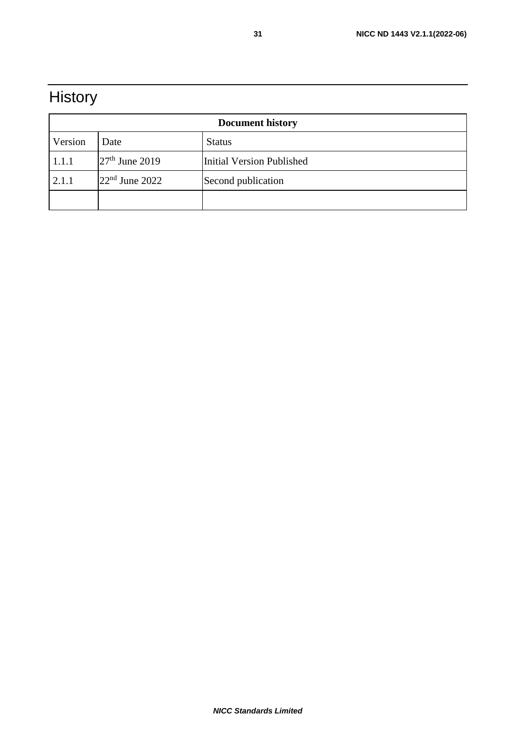# History

| Document history | | |
|---|---|---|
| Version | Date | Status |
| 1.1.1 | 27th June 2019 | Initial Version Published |
| 2.1.1 | 22nd June 2022 | Second publication |
| | | |